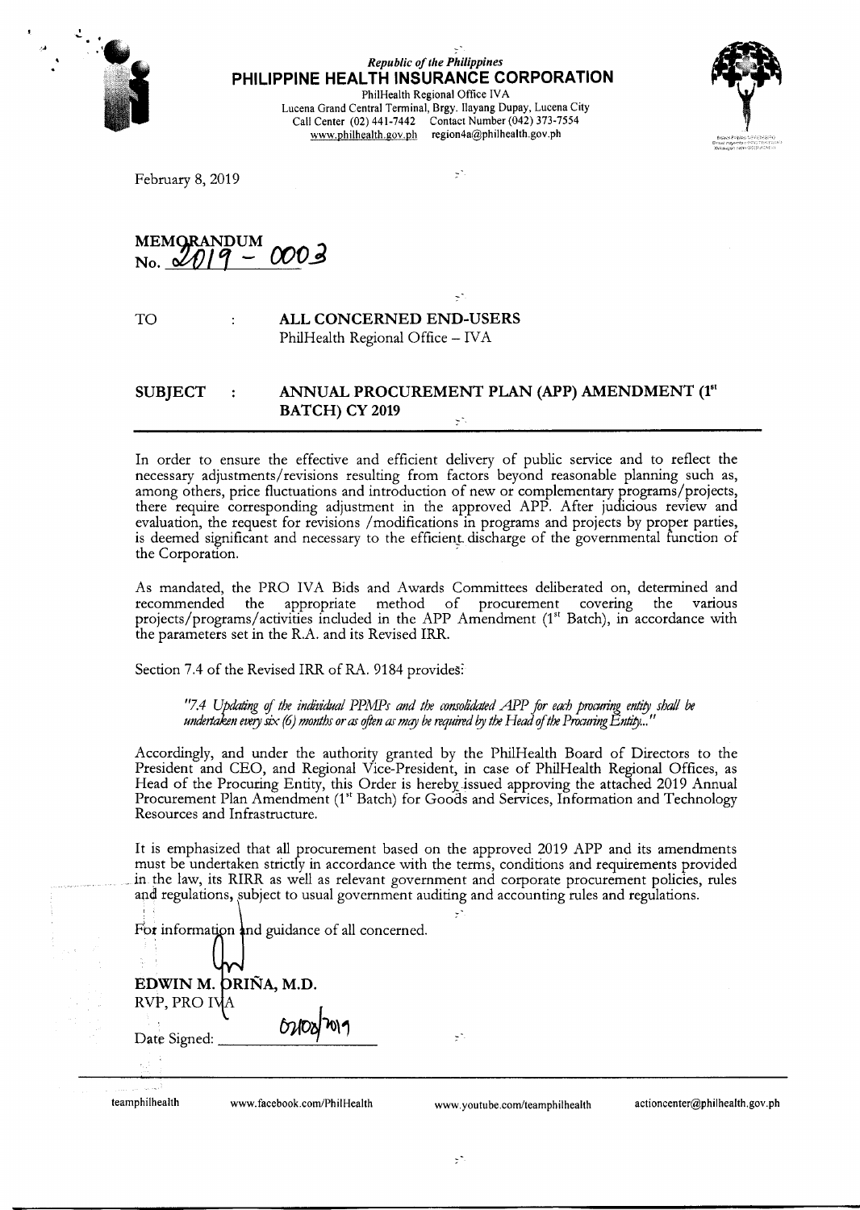Republic of the Philippines

**PHILIPPINE HEALTH INSURANCE CORPORATION**

PhilHealth Regional Office IVA
Lucena Grand Central Terminal, Brgy. Ilayang Dupay, Lucena City
Call Center (02) 441-7442 Contact Number (042) 373-7554
www.philhealth.gov.ph region4a@philhealth.gov.ph

February 8, 2019

**MEMORANDUM**
**No. 2019 - 0003**

TO : **ALL CONCERNED END-USERS**
PhilHealth Regional Office – IVA

**SUBJECT : ANNUAL PROCUREMENT PLAN (APP) AMENDMENT (1st BATCH) CY 2019**

---

In order to ensure the effective and efficient delivery of public service and to reflect the necessary adjustments/revisions resulting from factors beyond reasonable planning such as, among others, price fluctuations and introduction of new or complementary programs/projects, there require corresponding adjustment in the approved APP. After judicious review and evaluation, the request for revisions /modifications in programs and projects by proper parties, is deemed significant and necessary to the efficient discharge of the governmental function of the Corporation.

As mandated, the PRO IVA Bids and Awards Committees deliberated on, determined and recommended the appropriate method of procurement covering the various projects/programs/activities included in the APP Amendment (1st Batch), in accordance with the parameters set in the R.A. and its Revised IRR.

Section 7.4 of the Revised IRR of RA. 9184 provides:

> *"7.4 Updating of the individual PPMPs and the consolidated APP for each procuring entity shall be undertaken every six (6) months or as often as may be required by the Head of the Procuring Entity..."*

Accordingly, and under the authority granted by the PhilHealth Board of Directors to the President and CEO, and Regional Vice-President, in case of PhilHealth Regional Offices, as Head of the Procuring Entity, this Order is hereby issued approving the attached 2019 Annual Procurement Plan Amendment (1st Batch) for Goods and Services, Information and Technology Resources and Infrastructure.

It is emphasized that all procurement based on the approved 2019 APP and its amendments must be undertaken strictly in accordance with the terms, conditions and requirements provided in the law, its RIRR as well as relevant government and corporate procurement policies, rules and regulations, subject to usual government auditing and accounting rules and regulations.

For information and guidance of all concerned.

**EDWIN M. ORIÑA, M.D.**
RVP, PRO IVA

Date Signed: 02/08/2019

teamphilhealth www.facebook.com/PhilHealth www.youtube.com/teamphilhealth actioncenter@philhealth.gov.ph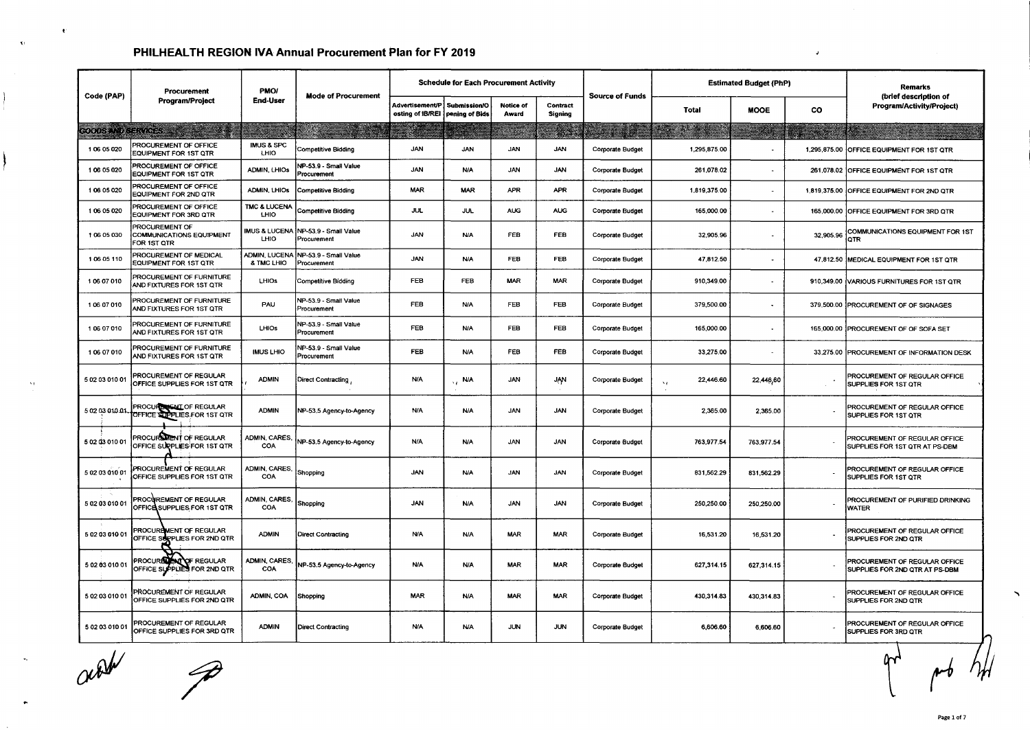## PHILHEALTH REGION IVA Annual Procurement Plan for FY 2019

| Code (PAP) | Procurement Program/Project | PMO/ End-User | Mode of Procurement | Schedule for Each Procurement Activity | | | | Source of Funds | Estimated Budget (PhP) | | | Remarks (brief description of Program/Activity/Project) |
|---|---|---|---|---|---|---|---|---|---|---|---|---|
| | | | | Advertisement/Posting of IB/REI | Submission/Opening of Bids | Notice of Award | Contract Signing | | Total | MOOE | CO | |
| **GOODS AND SERVICES** | | | | | | | | | | | | |
| 1 06 05 020 | PROCUREMENT OF OFFICE EQUIPMENT FOR 1ST QTR | IMUS & SPC LHIO | Competitive Bidding | JAN | JAN | JAN | JAN | Corporate Budget | 1,295,875.00 | - | 1,295,875.00 | OFFICE EQUIPMENT FOR 1ST QTR |
| 1 06 05 020 | PROCUREMENT OF OFFICE EQUIPMENT FOR 1ST QTR | ADMIN, LHIOs | NP-53.9 - Small Value Procurement | JAN | N/A | JAN | JAN | Corporate Budget | 261,078.02 | - | 261,078.02 | OFFICE EQUIPMENT FOR 1ST QTR |
| 1 06 05 020 | PROCUREMENT OF OFFICE EQUIPMENT FOR 2ND QTR | ADMIN, LHIOs | Competitive Bidding | MAR | MAR | APR | APR | Corporate Budget | 1,819,375.00 | - | 1,819,375.00 | OFFICE EQUIPMENT FOR 2ND QTR |
| 1 06 05 020 | PROCUREMENT OF OFFICE EQUIPMENT FOR 3RD QTR | TMC & LUCENA LHIO | Competitive Bidding | JUL | JUL | AUG | AUG | Corporate Budget | 165,000.00 | - | 165,000.00 | OFFICE EQUIPMENT FOR 3RD QTR |
| 1 06 05 030 | PROCUREMENT OF COMMUNICATIONS EQUIPMENT FOR 1ST QTR | IMUS & LUCENA LHIO | NP-53.9 - Small Value Procurement | JAN | N/A | FEB | FEB | Corporate Budget | 32,905.96 | - | 32,905.96 | COMMUNICATIONS EQUIPMENT FOR 1ST QTR |
| 1 06 05 110 | PROCUREMENT OF MEDICAL EQUIPMENT FOR 1ST QTR | ADMIN, LUCENA & TMC LHIO | NP-53.9 - Small Value Procurement | JAN | N/A | FEB | FEB | Corporate Budget | 47,812.50 | - | 47,812.50 | MEDICAL EQUIPMENT FOR 1ST QTR |
| 1 06 07 010 | PROCUREMENT OF FURNITURE AND FIXTURES FOR 1ST QTR | LHIOs | Competitive Bidding | FEB | FEB | MAR | MAR | Corporate Budget | 910,349.00 | - | 910,349.00 | VARIOUS FURNITURES FOR 1ST QTR |
| 1 06 07 010 | PROCUREMENT OF FURNITURE AND FIXTURES FOR 1ST QTR | PAU | NP-53.9 - Small Value Procurement | FEB | N/A | FEB | FEB | Corporate Budget | 379,500.00 | - | 379,500.00 | PROCUREMENT OF OF SIGNAGES |
| 1 06 07 010 | PROCUREMENT OF FURNITURE AND FIXTURES FOR 1ST QTR | LHIOs | NP-53.9 - Small Value Procurement | FEB | N/A | FEB | FEB | Corporate Budget | 165,000.00 | - | 165,000.00 | PROCUREMENT OF OF SOFA SET |
| 1 06 07 010 | PROCUREMENT OF FURNITURE AND FIXTURES FOR 1ST QTR | IMUS LHIO | NP-53.9 - Small Value Procurement | FEB | N/A | FEB | FEB | Corporate Budget | 33,275.00 | - | 33,275.00 | PROCUREMENT OF INFORMATION DESK |
| 5 02 03 010 01 | PROCUREMENT OF REGULAR OFFICE SUPPLIES FOR 1ST QTR | ADMIN | Direct Contracting | N/A | N/A | JAN | JAN | Corporate Budget | 22,446.60 | 22,446.60 | - | PROCUREMENT OF REGULAR OFFICE SUPPLIES FOR 1ST QTR |
| 5 02 03 010 01 | PROCUREMENT OF REGULAR OFFICE SUPPLIES FOR 1ST QTR | ADMIN | NP-53.5 Agency-to-Agency | N/A | N/A | JAN | JAN | Corporate Budget | 2,365.00 | 2,365.00 | - | PROCUREMENT OF REGULAR OFFICE SUPPLIES FOR 1ST QTR |
| 5 02 03 010 01 | PROCUREMENT OF REGULAR OFFICE SUPPLIES FOR 1ST QTR | ADMIN, CARES, COA | NP-53.5 Agency-to-Agency | N/A | N/A | JAN | JAN | Corporate Budget | 763,977.54 | 763,977.54 | - | PROCUREMENT OF REGULAR OFFICE SUPPLIES FOR 1ST QTR AT PS-DBM |
| 5 02 03 010 01 | PROCUREMENT OF REGULAR OFFICE SUPPLIES FOR 1ST QTR | ADMIN, CARES, COA | Shopping | JAN | N/A | JAN | JAN | Corporate Budget | 831,562.29 | 831,562.29 | - | PROCUREMENT OF REGULAR OFFICE SUPPLIES FOR 1ST QTR |
| 5 02 03 010 01 | PROCUREMENT OF REGULAR OFFICE SUPPLIES FOR 1ST QTR | ADMIN, CARES, COA | Shopping | JAN | N/A | JAN | JAN | Corporate Budget | 250,250.00 | 250,250.00 | - | PROCUREMENT OF PURIFIED DRINKING WATER |
| 5 02 03 010 01 | PROCUREMENT OF REGULAR OFFICE SUPPLIES FOR 2ND QTR | ADMIN | Direct Contracting | N/A | N/A | MAR | MAR | Corporate Budget | 16,531.20 | 16,531.20 | - | PROCUREMENT OF REGULAR OFFICE SUPPLIES FOR 2ND QTR |
| 5 02 03 010 01 | PROCUREMENT OF REGULAR OFFICE SUPPLIES FOR 2ND QTR | ADMIN, CARES, COA | NP-53.5 Agency-to-Agency | N/A | N/A | MAR | MAR | Corporate Budget | 627,314.15 | 627,314.15 | - | PROCUREMENT OF REGULAR OFFICE SUPPLIES FOR 2ND QTR AT PS-DBM |
| 5 02 03 010 01 | PROCUREMENT OF REGULAR OFFICE SUPPLIES FOR 2ND QTR | ADMIN, COA | Shopping | MAR | N/A | MAR | MAR | Corporate Budget | 430,314.83 | 430,314.83 | - | PROCUREMENT OF REGULAR OFFICE SUPPLIES FOR 2ND QTR |
| 5 02 03 010 01 | PROCUREMENT OF REGULAR OFFICE SUPPLIES FOR 3RD QTR | ADMIN | Direct Contracting | N/A | N/A | JUN | JUN | Corporate Budget | 6,606.60 | 6,606.60 | - | PROCUREMENT OF REGULAR OFFICE SUPPLIES FOR 3RD QTR |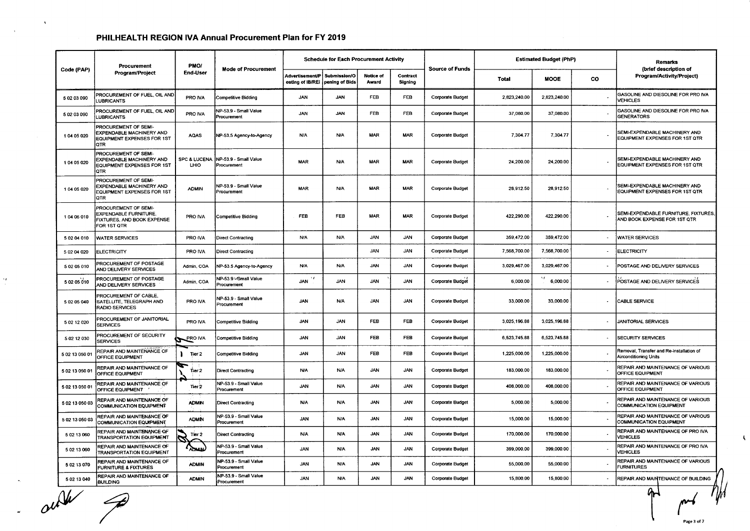## PHILHEALTH REGION IVA Annual Procurement Plan for FY 2019

| Code (PAP) | Procurement Program/Project | PMO/ End-User | Mode of Procurement | Schedule for Each Procurement Activity | | | | Source of Funds | Estimated Budget (PhP) | | | Remarks (brief description of Program/Activity/Project) |
|---|---|---|---|---|---|---|---|---|---|---|---|---|
| | | | | Advertisement/Posting of IB/REI | Submission/Opening of Bids | Notice of Award | Contract Signing | | Total | MOOE | CO | |
| 5 02 03 090 | PROCUREMENT OF FUEL, OIL AND LUBRICANTS | PRO IVA | Competitive Bidding | JAN | JAN | FEB | FEB | Corporate Budget | 2,823,240.00 | 2,823,240.00 | - | GASOLINE AND DIESOLINE FOR PRO IVA VEHICLES |
| 5 02 03 090 | PROCUREMENT OF FUEL, OIL AND LUBRICANTS | PRO IVA | NP-53.9 - Small Value Procurement | JAN | JAN | FEB | FEB | Corporate Budget | 37,080.00 | 37,080.00 | - | GASOLINE AND DIESOLINE FOR PRO IVA GENERATORS |
| 1 04 05 020 | PROCUREMENT OF SEMI-EXPENDABLE MACHINERY AND EQUIPMENT EXPENSES FOR 1ST QTR | AQAS | NP-53.5 Agency-to-Agency | N/A | N/A | MAR | MAR | Corporate Budget | 7,304.77 | 7,304.77 | - | SEMI-EXPENDABLE MACHINERY AND EQUIPMENT EXPENSES FOR 1ST QTR |
| 1 04 05 020 | PROCUREMENT OF SEMI-EXPENDABLE MACHINERY AND EQUIPMENT EXPENSES FOR 1ST QTR | SPC & LUCENA LHIO | NP-53.9 - Small Value Procurement | MAR | N/A | MAR | MAR | Corporate Budget | 24,200.00 | 24,200.00 | - | SEMI-EXPENDABLE MACHINERY AND EQUIPMENT EXPENSES FOR 1ST QTR |
| 1 04 05 020 | PROCUREMENT OF SEMI-EXPENDABLE MACHINERY AND EQUIPMENT EXPENSES FOR 1ST QTR | ADMIN | NP-53.9 - Small Value Procurement | MAR | N/A | MAR | MAR | Corporate Budget | 28,912.50 | 28,912.50 | - | SEMI-EXPENDABLE MACHINERY AND EQUIPMENT EXPENSES FOR 1ST QTR |
| 1 04 06 010 | PROCUREMENT OF SEMI-EXPENDABLE FURNITURE, FIXTURES, AND BOOK EXPENSE FOR 1ST QTR | PRO IVA | Competitive Bidding | FEB | FEB | MAR | MAR | Corporate Budget | 422,290.00 | 422,290.00 | - | SEMI-EXPENDABLE FURNITURE, FIXTURES, AND BOOK EXPENSE FOR 1ST QTR |
| 5 02 04 010 | WATER SERVICES | PRO IVA | Direct Contracting | N/A | N/A | JAN | JAN | Corporate Budget | 359,472.00 | 359,472.00 | - | WATER SERVICES |
| 5 02 04 020 | ELECTRICITY | PRO IVA | Direct Contracting | | | JAN | JAN | Corporate Budget | 7,568,700.00 | 7,568,700.00 | - | ELECTRICITY |
| 5 02 05 010 | PROCUREMENT OF POSTAGE AND DELIVERY SERVICES | Admin, COA | NP-53.5 Agency-to-Agency | N/A | N/A | JAN | JAN | Corporate Budget | 3,029,467.00 | 3,029,467.00 | - | POSTAGE AND DELIVERY SERVICES |
| 5 02 05 010 | PROCUREMENT OF POSTAGE AND DELIVERY SERVICES | Admin, COA | NP-53.9 - Small Value Procurement | JAN | JAN | JAN | JAN | Corporate Budget | 6,000.00 | 6,000.00 | - | POSTAGE AND DELIVERY SERVICES |
| 5 02 05 040 | PROCUREMENT OF CABLE, SATELLITE, TELEGRAPH AND RADIO SERVICES | PRO IVA | NP-53.9 - Small Value Procurement | JAN | N/A | JAN | JAN | Corporate Budget | 33,000.00 | 33,000.00 | - | CABLE SERVICE |
| 5 02 12 020 | PROCUREMENT OF JANITORIAL SERVICES | PRO IVA | Competitive Bidding | JAN | JAN | FEB | FEB | Corporate Budget | 3,025,196.88 | 3,025,196.88 | - | JANITORIAL SERVICES |
| 5 02 12 030 | PROCUREMENT OF SECURITY SERVICES | PRO IVA | Competitive Bidding | JAN | JAN | FEB | FEB | Corporate Budget | 6,523,745.88 | 6,523,745.88 | - | SECURITY SERVICES |
| 5 02 13 050 01 | REPAIR AND MAINTENANCE OF OFFICE EQUIPMENT | Tier 2 | Competitive Bidding | JAN | JAN | FEB | FEB | Corporate Budget | 1,225,000.00 | 1,225,000.00 | - | Removal, Transfer and Re-installation of Airconditioning Units |
| 5 02 13 050 01 | REPAIR AND MAINTENANCE OF OFFICE EQUIPMENT | Tier 2 | Direct Contracting | N/A | N/A | JAN | JAN | Corporate Budget | 183,000.00 | 183,000.00 | - | REPAIR AND MAINTENANCE OF VARIOUS OFFICE EQUIPMENT |
| 5 02 13 050 01 | REPAIR AND MAINTENANCE OF OFFICE EQUIPMENT | Tier 2 | NP-53.9 - Small Value Procurement | JAN | N/A | JAN | JAN | Corporate Budget | 408,000.00 | 408,000.00 | - | REPAIR AND MAINTENANCE OF VARIOUS OFFICE EQUIPMENT |
| 5 02 13 050 03 | REPAIR AND MAINTENANCE OF COMMUNICATION EQUIPMENT | ADMIN | Direct Contracting | N/A | N/A | JAN | JAN | Corporate Budget | 5,000.00 | 5,000.00 | - | REPAIR AND MAINTENANCE OF VARIOUS COMMUNICATION EQUIPMENT |
| 5 02 13 050 03 | REPAIR AND MAINTENANCE OF COMMUNICATION EQUIPMENT | ADMIN | NP-53.9 - Small Value Procurement | JAN | N/A | JAN | JAN | Corporate Budget | 15,000.00 | 15,000.00 | - | REPAIR AND MAINTENANCE OF VARIOUS COMMUNICATION EQUIPMENT |
| 5 02 13 060 | REPAIR AND MAINTENANCE OF TRANSPORTATION EQUIPMENT | Tier 2 | Direct Contracting | N/A | N/A | JAN | JAN | Corporate Budget | 170,000.00 | 170,000.00 | - | REPAIR AND MAINTENANCE OF PRO IVA VEHICLES |
| 5 02 13 060 | REPAIR AND MAINTENANCE OF TRANSPORTATION EQUIPMENT | ADMIN | NP-53.9 - Small Value Procurement | JAN | N/A | JAN | JAN | Corporate Budget | 399,000.00 | 399,000.00 | - | REPAIR AND MAINTENANCE OF PRO IVA VEHICLES |
| 5 02 13 070 | REPAIR AND MAINTENANCE OF FURNITURE & FIXTURES | ADMIN | NP-53.9 - Small Value Procurement | JAN | N/A | JAN | JAN | Corporate Budget | 55,000.00 | 55,000.00 | - | REPAIR AND MAINTENANCE OF VARIOUS FURNITURES |
| 5 02 13 040 | REPAIR AND MAINTENANCE OF BUILDING | ADMIN | NP-53.9 - Small Value Procurement | JAN | N/A | JAN | JAN | Corporate Budget | 15,800.00 | 15,800.00 | - | REPAIR AND MAINTENANCE OF BUILDING |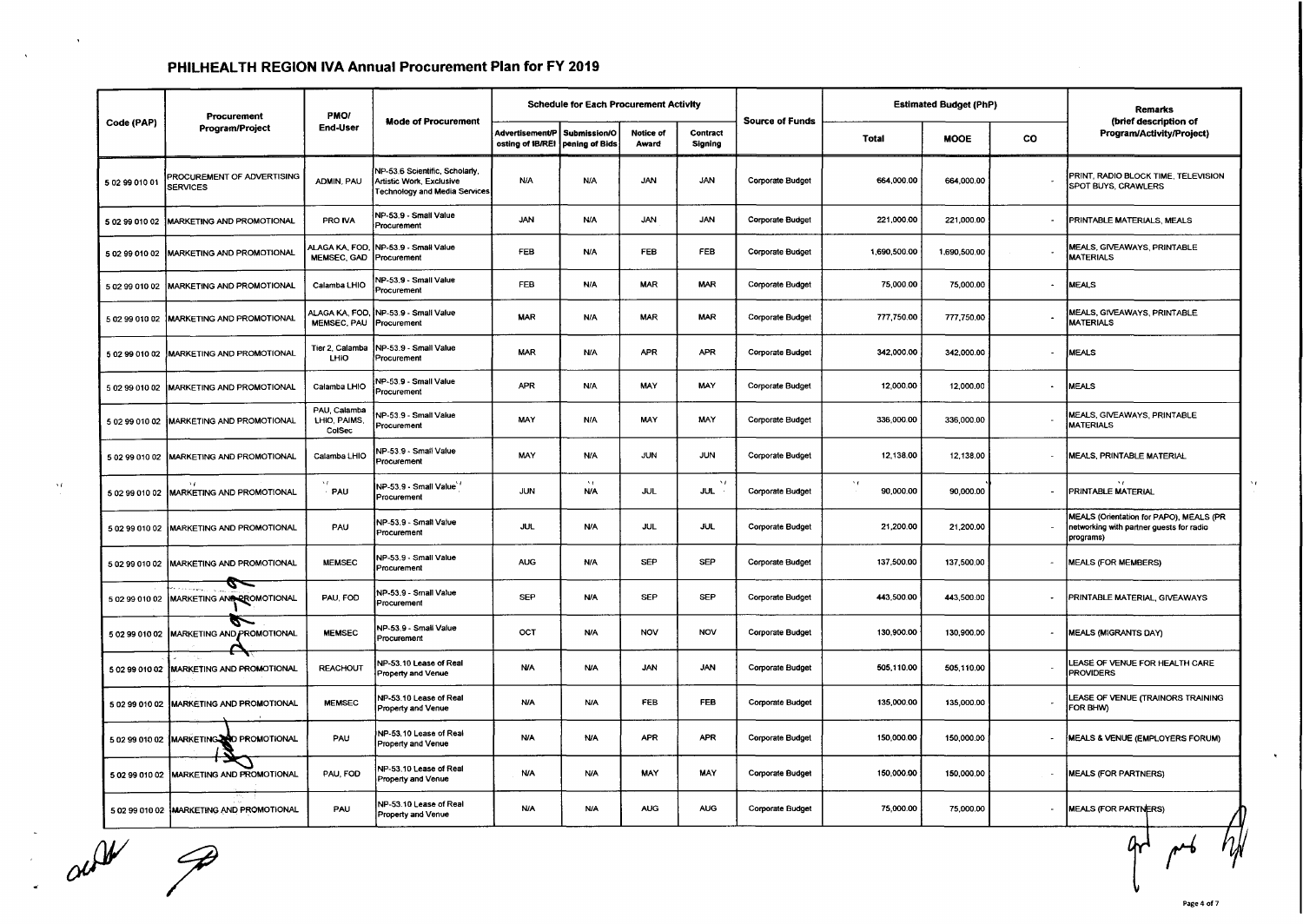## PHILHEALTH REGION IVA Annual Procurement Plan for FY 2019

| Code (PAP) | Procurement Program/Project | PMO/ End-User | Mode of Procurement | Schedule for Each Procurement Activity | | | | Source of Funds | Estimated Budget (PhP) | | | Remarks (brief description of Program/Activity/Project) |
|---|---|---|---|---|---|---|---|---|---|---|---|---|
| | | | | Advertisement/Posting of IB/REI | Submission/Opening of Bids | Notice of Award | Contract Signing | | Total | MOOE | CO | |
| 5 02 99 010 01 | PROCUREMENT OF ADVERTISING SERVICES | ADMIN, PAU | NP-53.6 Scientific, Scholarly, Artistic Work, Exclusive Technology and Media Services | N/A | N/A | JAN | JAN | Corporate Budget | 664,000.00 | 664,000.00 | - | PRINT, RADIO BLOCK TIME, TELEVISION SPOT BUYS, CRAWLERS |
| 5 02 99 010 02 | MARKETING AND PROMOTIONAL | PRO IVA | NP-53.9 - Small Value Procurement | JAN | N/A | JAN | JAN | Corporate Budget | 221,000.00 | 221,000.00 | - | PRINTABLE MATERIALS, MEALS |
| 5 02 99 010 02 | MARKETING AND PROMOTIONAL | ALAGA KA, FOD, MEMSEC, GAD | NP-53.9 - Small Value Procurement | FEB | N/A | FEB | FEB | Corporate Budget | 1,690,500.00 | 1,690,500.00 | - | MEALS, GIVEAWAYS, PRINTABLE MATERIALS |
| 5 02 99 010 02 | MARKETING AND PROMOTIONAL | Calamba LHIO | NP-53.9 - Small Value Procurement | FEB | N/A | MAR | MAR | Corporate Budget | 75,000.00 | 75,000.00 | - | MEALS |
| 5 02 99 010 02 | MARKETING AND PROMOTIONAL | ALAGA KA, FOD, MEMSEC, PAU | NP-53.9 - Small Value Procurement | MAR | N/A | MAR | MAR | Corporate Budget | 777,750.00 | 777,750.00 | - | MEALS, GIVEAWAYS, PRINTABLE MATERIALS |
| 5 02 99 010 02 | MARKETING AND PROMOTIONAL | Tier 2, Calamba LHIO | NP-53.9 - Small Value Procurement | MAR | N/A | APR | APR | Corporate Budget | 342,000.00 | 342,000.00 | - | MEALS |
| 5 02 99 010 02 | MARKETING AND PROMOTIONAL | Calamba LHIO | NP-53.9 - Small Value Procurement | APR | N/A | MAY | MAY | Corporate Budget | 12,000.00 | 12,000.00 | - | MEALS |
| 5 02 99 010 02 | MARKETING AND PROMOTIONAL | PAU, Calamba LHIO, PAIMS, ColSec | NP-53.9 - Small Value Procurement | MAY | N/A | MAY | MAY | Corporate Budget | 336,000.00 | 336,000.00 | - | MEALS, GIVEAWAYS, PRINTABLE MATERIALS |
| 5 02 99 010 02 | MARKETING AND PROMOTIONAL | Calamba LHIO | NP-53.9 - Small Value Procurement | MAY | N/A | JUN | JUN | Corporate Budget | 12,138.00 | 12,138.00 | - | MEALS, PRINTABLE MATERIAL |
| 5 02 99 010 02 | MARKETING AND PROMOTIONAL | PAU | NP-53.9 - Small Value Procurement | JUN | N/A | JUL | JUL | Corporate Budget | 90,000.00 | 90,000.00 | - | PRINTABLE MATERIAL |
| 5 02 99 010 02 | MARKETING AND PROMOTIONAL | PAU | NP-53.9 - Small Value Procurement | JUL | N/A | JUL | JUL | Corporate Budget | 21,200.00 | 21,200.00 | - | MEALS (Orientation for PAPO), MEALS (PR networking with partner guests for radio programs) |
| 5 02 99 010 02 | MARKETING AND PROMOTIONAL | MEMSEC | NP-53.9 - Small Value Procurement | AUG | N/A | SEP | SEP | Corporate Budget | 137,500.00 | 137,500.00 | - | MEALS (FOR MEMBERS) |
| 5 02 99 010 02 | MARKETING AND PROMOTIONAL | PAU, FOD | NP-53.9 - Small Value Procurement | SEP | N/A | SEP | SEP | Corporate Budget | 443,500.00 | 443,500.00 | - | PRINTABLE MATERIAL, GIVEAWAYS |
| 5 02 99 010 02 | MARKETING AND PROMOTIONAL | MEMSEC | NP-53.9 - Small Value Procurement | OCT | N/A | NOV | NOV | Corporate Budget | 130,900.00 | 130,900.00 | - | MEALS (MIGRANTS DAY) |
| 5 02 99 010 02 | MARKETING AND PROMOTIONAL | REACHOUT | NP-53.10 Lease of Real Property and Venue | N/A | N/A | JAN | JAN | Corporate Budget | 505,110.00 | 505,110.00 | - | LEASE OF VENUE FOR HEALTH CARE PROVIDERS |
| 5 02 99 010 02 | MARKETING AND PROMOTIONAL | MEMSEC | NP-53.10 Lease of Real Property and Venue | N/A | N/A | FEB | FEB | Corporate Budget | 135,000.00 | 135,000.00 | - | LEASE OF VENUE (TRAINORS TRAINING FOR BHW) |
| 5 02 99 010 02 | MARKETING AND PROMOTIONAL | PAU | NP-53.10 Lease of Real Property and Venue | N/A | N/A | APR | APR | Corporate Budget | 150,000.00 | 150,000.00 | - | MEALS & VENUE (EMPLOYERS FORUM) |
| 5 02 99 010 02 | MARKETING AND PROMOTIONAL | PAU, FOD | NP-53.10 Lease of Real Property and Venue | N/A | N/A | MAY | MAY | Corporate Budget | 150,000.00 | 150,000.00 | - | MEALS (FOR PARTNERS) |
| 5 02 99 010 02 | MARKETING AND PROMOTIONAL | PAU | NP-53.10 Lease of Real Property and Venue | N/A | N/A | AUG | AUG | Corporate Budget | 75,000.00 | 75,000.00 | - | MEALS (FOR PARTNERS) |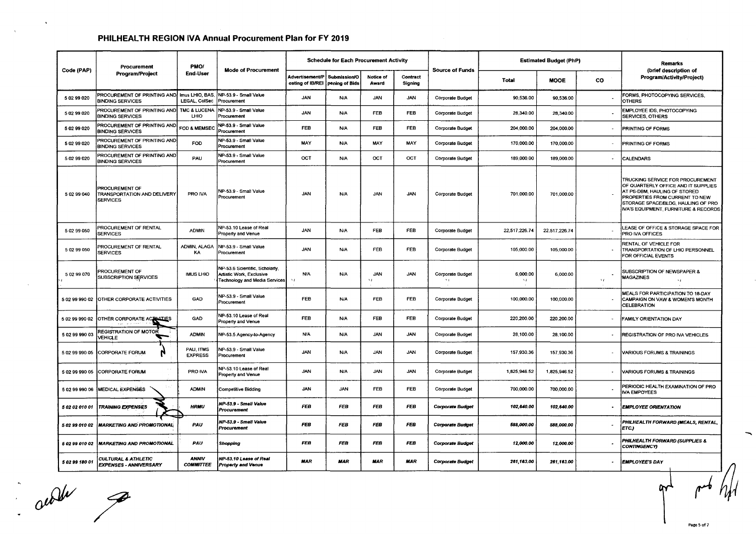## PHILHEALTH REGION IVA Annual Procurement Plan for FY 2019

| Code (PAP) | Procurement Program/Project | PMO/ End-User | Mode of Procurement | Schedule for Each Procurement Activity | | | | Source of Funds | Estimated Budget (PhP) | | | Remarks (brief description of Program/Activity/Project) |
|---|---|---|---|---|---|---|---|---|---|---|---|---|
| | | | | Advertisement/Posting of IB/REI | Submission/Opening of Bids | Notice of Award | Contract Signing | | Total | MOOE | CO | |
| 5 02 99 020 | PROCUREMENT OF PRINTING AND BINDING SERVICES | Imus LHIO, BAS, LEGAL, ColSec | NP-53.9 - Small Value Procurement | JAN | N/A | JAN | JAN | Corporate Budget | 90,536.00 | 90,536.00 | - | FORMS, PHOTOCOPYING SERVICES, OTHERS |
| 5 02 99 020 | PROCUREMENT OF PRINTING AND BINDING SERVICES | TMC & LUCENA LHIO | NP-53.9 - Small Value Procurement | JAN | N/A | FEB | FEB | Corporate Budget | 28,340.00 | 28,340.00 | - | EMPLOYEE IDS, PHOTOCOPYING SERVICES, OTHERS |
| 5 02 99 020 | PROCUREMENT OF PRINTING AND BINDING SERVICES | FOD & MEMSEC | NP-53.9 - Small Value Procurement | FEB | N/A | FEB | FEB | Corporate Budget | 204,000.00 | 204,000.00 | - | PRINTING OF FORMS |
| 5 02 99 020 | PROCUREMENT OF PRINTING AND BINDING SERVICES | FOD | NP-53.9 - Small Value Procurement | MAY | N/A | MAY | MAY | Corporate Budget | 170,000.00 | 170,000.00 | - | PRINTING OF FORMS |
| 5 02 99 020 | PROCUREMENT OF PRINTING AND BINDING SERVICES | PAU | NP-53.9 - Small Value Procurement | OCT | N/A | OCT | OCT | Corporate Budget | 189,000.00 | 189,000.00 | - | CALENDARS |
| 5 02 99 040 | PROCUREMENT OF TRANSPORTATION AND DELIVERY SERVICES | PRO IVA | NP-53.9 - Small Value Procurement | JAN | N/A | JAN | JAN | Corporate Budget | 701,000.00 | 701,000.00 | - | TRUCKING SERVICE FOR PROCUREMENT OF QUARTERLY OFFICE AND IT SUPPLIES AT PS-DBM, HAULING OF STORED PROPERTIES FROM CURRENT TO NEW STORAGE SPACE/BLDG, HAULING OF PRO IVA'S EQUIPMENT, FURNITURE & RECORDS |
| 5 02 99 050 | PROCUREMENT OF RENTAL SERVICES | ADMIN | NP-53.10 Lease of Real Property and Venue | JAN | N/A | FEB | FEB | Corporate Budget | 22,517,226.74 | 22,517,226.74 | - | LEASE OF OFFICE & STORAGE SPACE FOR PRO IVA OFFICES |
| 5 02 99 050 | PROCUREMENT OF RENTAL SERVICES | ADMIN, ALAGAKA | NP-53.9 - Small Value Procurement | JAN | N/A | FEB | FEB | Corporate Budget | 105,000.00 | 105,000.00 | - | RENTAL OF VEHICLE FOR TRANSPORTATION OF LHIO PERSONNEL FOR OFFICIAL EVENTS |
| 5 02 99 070 | PROCUREMENT OF SUBSCRIPTION SERVICES | IMUS LHIO | NP-53.6 Scientific, Scholarly, Artistic Work, Exclusive Technology and Media Services | N/A | N/A | JAN | JAN | Corporate Budget | 6,000.00 | 6,000.00 | - | SUBSCRIPTION OF NEWSPAPER & MAGAZINES |
| 5 02 99 990 02 | OTHER CORPORATE ACTIVITIES | GAD | NP-53.9 - Small Value Procurement | FEB | N/A | FEB | FEB | Corporate Budget | 100,000.00 | 100,000.00 | - | MEALS FOR PARTICIPATION TO 18-DAY CAMPAIGN ON VAW & WOMEN'S MONTH CELEBRATION |
| 5 02 99 990 02 | OTHER CORPORATE ACTIVITIES | GAD | NP-53.10 Lease of Real Property and Venue | FEB | N/A | FEB | FEB | Corporate Budget | 220,200.00 | 220,200.00 | - | FAMILY ORIENTATION DAY |
| 5 02 99 990 03 | REGISTRATION OF MOTOR VEHICLE | ADMIN | NP-53.5 Agency-to-Agency | N/A | N/A | JAN | JAN | Corporate Budget | 28,100.00 | 28,100.00 | - | REGISTRATION OF PRO IVA VEHICLES |
| 5 02 99 990 05 | CORPORATE FORUM | PAU, ITMS EXPRESS | NP-53.9 - Small Value Procurement | JAN | N/A | JAN | JAN | Corporate Budget | 157,930.36 | 157,930.36 | - | VARIOUS FORUMS & TRAININGS |
| 5 02 99 990 05 | CORPORATE FORUM | PRO IVA | NP-53.10 Lease of Real Property and Venue | JAN | N/A | JAN | JAN | Corporate Budget | 1,825,946.52 | 1,825,946.52 | - | VARIOUS FORUMS & TRAININGS |
| 5 02 99 990 06 | MEDICAL EXPENSES | ADMIN | Competitive Bidding | JAN | JAN | FEB | FEB | Corporate Budget | 700,000.00 | 700,000.00 | - | PERIODIC HEALTH EXAMINATION OF PRO IVA EMPOYEES |
| *5 02 02 010 01* | ***TRAINING EXPENSES*** | ***HRMU*** | ***NP-53.9 - Small Value Procurement*** | ***FEB*** | ***FEB*** | ***FEB*** | ***FEB*** | ***Corporate Budget*** | ***102,640.00*** | ***102,640.00*** | - | ***EMPLOYEE ORIENTATION*** |
| *5 02 99 010 02* | ***MARKETING AND PROMOTIONAL*** | ***PAU*** | ***NP-53.9 - Small Value Procurement*** | ***FEB*** | ***FEB*** | ***FEB*** | ***FEB*** | ***Corporate Budget*** | ***588,000.00*** | ***588,000.00*** | - | ***PHILHEALTH FORWARD (MEALS, RENTAL, ETC.)*** |
| *5 02 99 010 02* | ***MARKETING AND PROMOTIONAL*** | ***PAU*** | ***Shopping*** | ***FEB*** | ***FEB*** | ***FEB*** | ***FEB*** | ***Corporate Budget*** | ***12,000.00*** | ***12,000.00*** | - | ***PHILHEALTH FORWARD (SUPPLIES & CONTINGENCY)*** |
| *5 02 99 180 01* | ***CULTURAL & ATHLETIC EXPENSES - ANNIVERSARY*** | ***ANNIV COMMITTEE*** | ***NP-53.10 Lease of Real Property and Venue*** | ***MAR*** | ***MAR*** | ***MAR*** | ***MAR*** | ***Corporate Budget*** | ***261,183.00*** | ***261,183.00*** | - | ***EMPLOYEE'S DAY*** |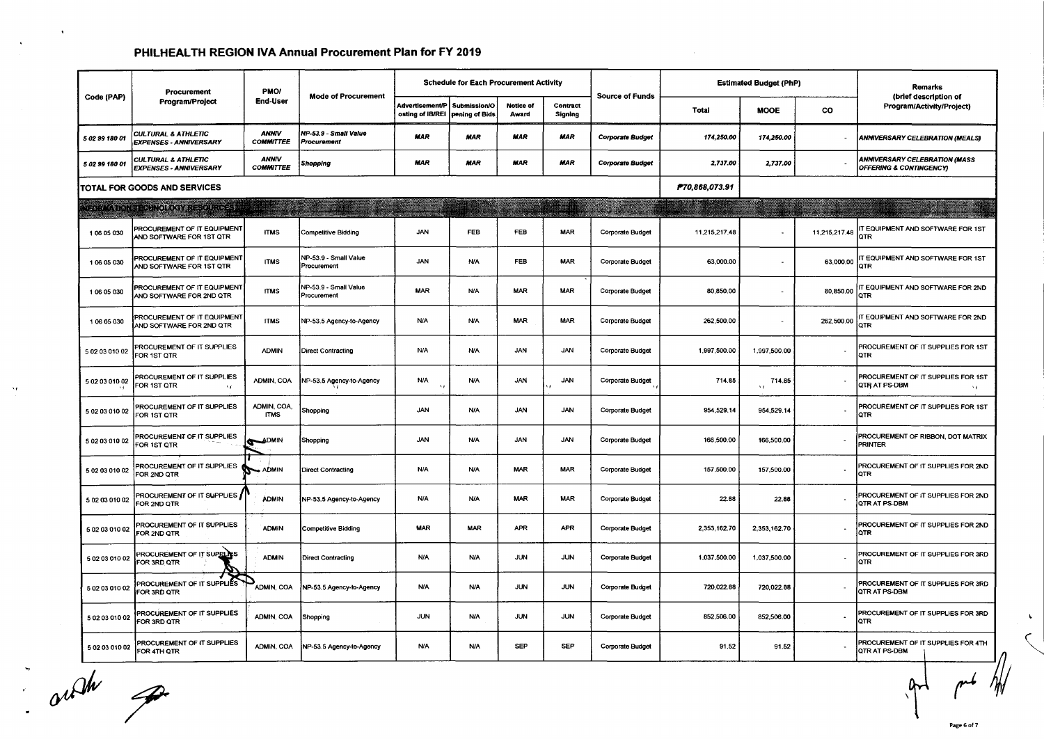# PHILHEALTH REGION IVA Annual Procurement Plan for FY 2019

| Code (PAP) | Procurement Program/Project | PMO/ End-User | Mode of Procurement | Schedule for Each Procurement Activity | | | | Source of Funds | Estimated Budget (PhP) | | | Remarks (brief description of Program/Activity/Project) |
|---|---|---|---|---|---|---|---|---|---|---|---|---|
| | | | | Advertisement/Posting of IB/REI | Submission/Opening of Bids | Notice of Award | Contract Signing | | Total | MOOE | CO | |
| *5 02 99 180 01* | *CULTURAL & ATHLETIC EXPENSES - ANNIVERSARY* | *ANNIV COMMITTEE* | *NP-53.9 - Small Value Procurement* | *MAR* | *MAR* | *MAR* | *MAR* | *Corporate Budget* | *174,250.00* | *174,250.00* | - | *ANNIVERSARY CELEBRATION (MEALS)* |
| *5 02 99 180 01* | *CULTURAL & ATHLETIC EXPENSES - ANNIVERSARY* | *ANNIV COMMITTEE* | *Shopping* | *MAR* | *MAR* | *MAR* | *MAR* | *Corporate Budget* | *2,737.00* | *2,737.00* | - | *ANNIVERSARY CELEBRATION (MASS OFFERING & CONTINGENCY)* |
| **TOTAL FOR GOODS AND SERVICES** | | | | | | | | | ***₱70,868,073.91*** | | | |
| **INFORMATION TECHNOLOGY RESOURCES** | | | | | | | | | | | | |
| 1 06 05 030 | PROCUREMENT OF IT EQUIPMENT AND SOFTWARE FOR 1ST QTR | ITMS | Competitive Bidding | JAN | FEB | FEB | MAR | Corporate Budget | 11,215,217.48 | - | 11,215,217.48 | IT EQUIPMENT AND SOFTWARE FOR 1ST QTR |
| 1 06 05 030 | PROCUREMENT OF IT EQUIPMENT AND SOFTWARE FOR 1ST QTR | ITMS | NP-53.9 - Small Value Procurement | JAN | N/A | FEB | MAR | Corporate Budget | 63,000.00 | - | 63,000.00 | IT EQUIPMENT AND SOFTWARE FOR 1ST QTR |
| 1 06 05 030 | PROCUREMENT OF IT EQUIPMENT AND SOFTWARE FOR 2ND QTR | ITMS | NP-53.9 - Small Value Procurement | MAR | N/A | MAR | MAR | Corporate Budget | 80,850.00 | - | 80,850.00 | IT EQUIPMENT AND SOFTWARE FOR 2ND QTR |
| 1 06 05 030 | PROCUREMENT OF IT EQUIPMENT AND SOFTWARE FOR 2ND QTR | ITMS | NP-53.5 Agency-to-Agency | N/A | N/A | MAR | MAR | Corporate Budget | 262,500.00 | - | 262,500.00 | IT EQUIPMENT AND SOFTWARE FOR 2ND QTR |
| 5 02 03 010 02 | PROCUREMENT OF IT SUPPLIES FOR 1ST QTR | ADMIN | Direct Contracting | N/A | N/A | JAN | JAN | Corporate Budget | 1,997,500.00 | 1,997,500.00 | - | PROCUREMENT OF IT SUPPLIES FOR 1ST QTR |
| 5 02 03 010 02 | PROCUREMENT OF IT SUPPLIES FOR 1ST QTR | ADMIN, COA | NP-53.5 Agency-to-Agency | N/A | N/A | JAN | JAN | Corporate Budget | 714.85 | 714.85 | - | PROCUREMENT OF IT SUPPLIES FOR 1ST QTR AT PS-DBM |
| 5 02 03 010 02 | PROCUREMENT OF IT SUPPLIES FOR 1ST QTR | ADMIN, COA, ITMS | Shopping | JAN | N/A | JAN | JAN | Corporate Budget | 954,529.14 | 954,529.14 | - | PROCUREMENT OF IT SUPPLIES FOR 1ST QTR |
| 5 02 03 010 02 | PROCUREMENT OF IT SUPPLIES FOR 1ST QTR | ADMIN | Shopping | JAN | N/A | JAN | JAN | Corporate Budget | 166,500.00 | 166,500.00 | - | PROCUREMENT OF RIBBON, DOT MATRIX PRINTER |
| 5 02 03 010 02 | PROCUREMENT OF IT SUPPLIES FOR 2ND QTR | ADMIN | Direct Contracting | N/A | N/A | MAR | MAR | Corporate Budget | 157,500.00 | 157,500.00 | - | PROCUREMENT OF IT SUPPLIES FOR 2ND QTR |
| 5 02 03 010 02 | PROCUREMENT OF IT SUPPLIES FOR 2ND QTR | ADMIN | NP-53.5 Agency-to-Agency | N/A | N/A | MAR | MAR | Corporate Budget | 22.88 | 22.88 | - | PROCUREMENT OF IT SUPPLIES FOR 2ND QTR AT PS-DBM |
| 5 02 03 010 02 | PROCUREMENT OF IT SUPPLIES FOR 2ND QTR | ADMIN | Competitive Bidding | MAR | MAR | APR | APR | Corporate Budget | 2,353,162.70 | 2,353,162.70 | - | PROCUREMENT OF IT SUPPLIES FOR 2ND QTR |
| 5 02 03 010 02 | PROCUREMENT OF IT SUPPLIES FOR 3RD QTR | ADMIN | Direct Contracting | N/A | N/A | JUN | JUN | Corporate Budget | 1,037,500.00 | 1,037,500.00 | - | PROCUREMENT OF IT SUPPLIES FOR 3RD QTR |
| 5 02 03 010 02 | PROCUREMENT OF IT SUPPLIES FOR 3RD QTR | ADMIN, COA | NP-53.5 Agency-to-Agency | N/A | N/A | JUN | JUN | Corporate Budget | 720,022.88 | 720,022.88 | - | PROCUREMENT OF IT SUPPLIES FOR 3RD QTR AT PS-DBM |
| 5 02 03 010 02 | PROCUREMENT OF IT SUPPLIES FOR 3RD QTR | ADMIN, COA | Shopping | JUN | N/A | JUN | JUN | Corporate Budget | 852,506.00 | 852,506.00 | - | PROCUREMENT OF IT SUPPLIES FOR 3RD QTR |
| 5 02 03 010 02 | PROCUREMENT OF IT SUPPLIES FOR 4TH QTR | ADMIN, COA | NP-53.5 Agency-to-Agency | N/A | N/A | SEP | SEP | Corporate Budget | 91.52 | 91.52 | - | PROCUREMENT OF IT SUPPLIES FOR 4TH QTR AT PS-DBM |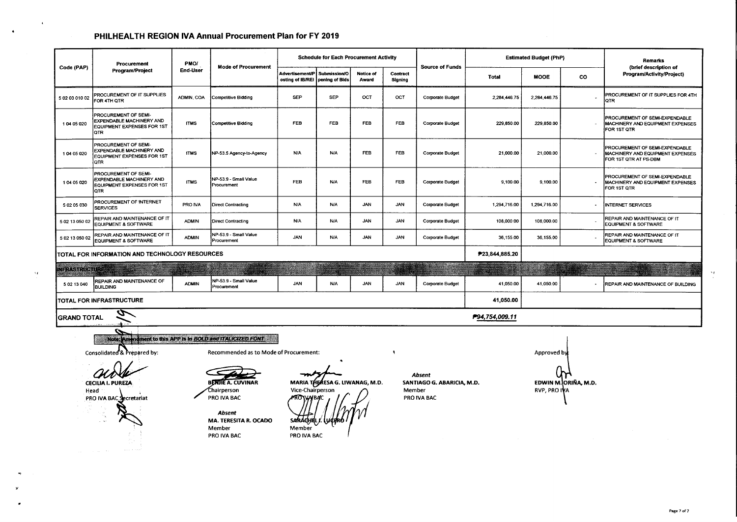# PHILHEALTH REGION IVA Annual Procurement Plan for FY 2019

| Code (PAP) | Procurement Program/Project | PMO/ End-User | Mode of Procurement | Schedule for Each Procurement Activity | | | | Source of Funds | Estimated Budget (PhP) | | | Remarks (brief description of Program/Activity/Project) |
|---|---|---|---|---|---|---|---|---|---|---|---|---|
| | | | | Advertisement/Posting of IB/REI | Submission/Opening of Bids | Notice of Award | Contract Signing | | Total | MOOE | CO | |
| 5 02 03 010 02 | PROCUREMENT OF IT SUPPLIES FOR 4TH QTR | ADMIN, COA | Competitive Bidding | SEP | SEP | OCT | OCT | Corporate Budget | 2,284,446.75 | 2,284,446.75 | - | PROCUREMENT OF IT SUPPLIES FOR 4TH QTR |
| 1 04 05 020 | PROCUREMENT OF SEMI-EXPENDABLE MACHINERY AND EQUIPMENT EXPENSES FOR 1ST QTR | ITMS | Competitive Bidding | FEB | FEB | FEB | FEB | Corporate Budget | 229,850.00 | 229,850.00 | - | PROCUREMENT OF SEMI-EXPENDABLE MACHINERY AND EQUIPMENT EXPENSES FOR 1ST QTR |
| 1 04 05 020 | PROCUREMENT OF SEMI-EXPENDABLE MACHINERY AND EQUIPMENT EXPENSES FOR 1ST QTR | ITMS | NP-53.5 Agency-to-Agency | N/A | N/A | FEB | FEB | Corporate Budget | 21,000.00 | 21,000.00 | - | PROCUREMENT OF SEMI-EXPENDABLE MACHINERY AND EQUIPMENT EXPENSES FOR 1ST QTR AT PS-DBM |
| 1 04 05 020 | PROCUREMENT OF SEMI-EXPENDABLE MACHINERY AND EQUIPMENT EXPENSES FOR 1ST QTR | ITMS | NP-53.9 - Small Value Procurement | FEB | N/A | FEB | FEB | Corporate Budget | 9,100.00 | 9,100.00 | - | PROCUREMENT OF SEMI-EXPENDABLE MACHINERY AND EQUIPMENT EXPENSES FOR 1ST QTR |
| 5 02 05 030 | PROCUREMENT OF INTERNET SERVICES | PRO IVA | Direct Contracting | N/A | N/A | JAN | JAN | Corporate Budget | 1,294,716.00 | 1,294,716.00 | - | INTERNET SERVICES |
| 5 02 13 050 02 | REPAIR AND MAINTENANCE OF IT EQUIPMENT & SOFTWARE | ADMIN | Direct Contracting | N/A | N/A | JAN | JAN | Corporate Budget | 108,000.00 | 108,000.00 | - | REPAIR AND MAINTENANCE OF IT EQUIPMENT & SOFTWARE |
| 5 02 13 050 02 | REPAIR AND MAINTENANCE OF IT EQUIPMENT & SOFTWARE | ADMIN | NP-53.9 - Small Value Procurement | JAN | N/A | JAN | JAN | Corporate Budget | 36,155.00 | 36,155.00 | - | REPAIR AND MAINTENANCE OF IT EQUIPMENT & SOFTWARE |
| TOTAL FOR INFORMATION AND TECHNOLOGY RESOURCES | | | | | | | | | ₱23,844,885.20 | | | |
| INFRASTRUCTURE | | | | | | | | | | | | |
| 5 02 13 040 | REPAIR AND MAINTENANCE OF BUILDING | ADMIN | NP-53.9 - Small Value Procurement | JAN | N/A | JAN | JAN | Corporate Budget | 41,050.00 | 41,050.00 | - | REPAIR AND MAINTENANCE OF BUILDING |
| TOTAL FOR INFRASTRUCTURE | | | | | | | | | 41,050.00 | | | |
| GRAND TOTAL | | | | | | | | | *₱94,754,009.11* | | | |

Note: Amendment to this APP is in ***BOLD and ITALICIZED FONT***

Consolidated & Prepared by:

**CECILIA I. PUREZA**
Head
PRO IVA BAC Secretariat

Recommended as to Mode of Procurement:

**BENJIE A. CUVINAR**
Chairperson
PRO IVA BAC

**MARIA THERESA G. LIWANAG, M.D.**
Vice-Chairperson
PRO IVA BAC

*Absent*
**SANTIAGO G. ABARICIA, M.D.**
Member
PRO IVA BAC

*Absent*
**MA. TERESITA R. OCADO**
Member
PRO IVA BAC

**SARACHEL I. LUCERO**
Member
PRO IVA BAC

Approved by:

**EDWIN M. ORIÑA, M.D.**
RVP, PRO IVA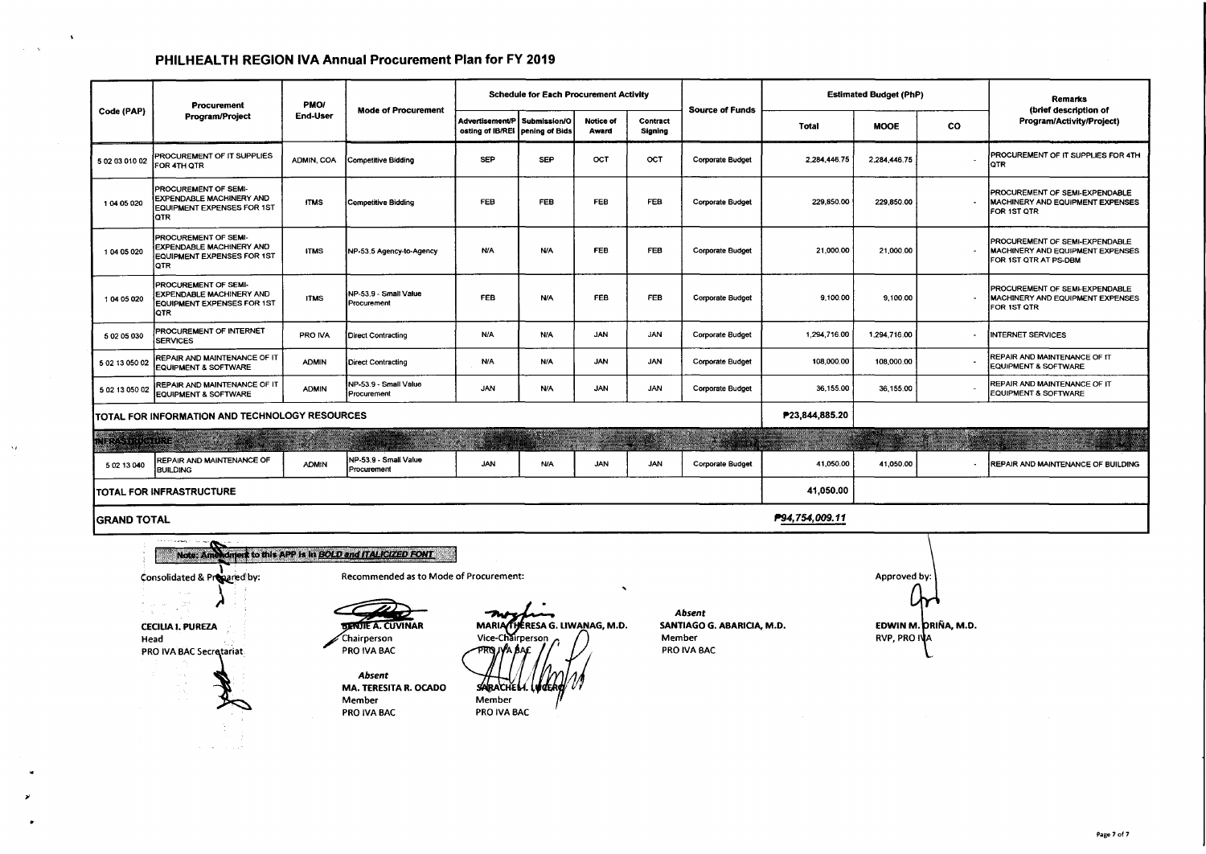# PHILHEALTH REGION IVA Annual Procurement Plan for FY 2019

| Code (PAP) | Procurement Program/Project | PMO/ End-User | Mode of Procurement | Schedule for Each Procurement Activity | | | | Source of Funds | Estimated Budget (PhP) | | | Remarks (brief description of Program/Activity/Project) |
|---|---|---|---|---|---|---|---|---|---|---|---|---|
| | | | | Advertisement/Posting of IB/REI | Submission/Opening of Bids | Notice of Award | Contract Signing | | Total | MOOE | CO | |
| 5 02 03 010 02 | PROCUREMENT OF IT SUPPLIES FOR 4TH QTR | ADMIN, COA | Competitive Bidding | SEP | SEP | OCT | OCT | Corporate Budget | 2,284,446.75 | 2,284,446.75 | - | PROCUREMENT OF IT SUPPLIES FOR 4TH QTR |
| 1 04 05 020 | PROCUREMENT OF SEMI-EXPENDABLE MACHINERY AND EQUIPMENT EXPENSES FOR 1ST QTR | ITMS | Competitive Bidding | FEB | FEB | FEB | FEB | Corporate Budget | 229,850.00 | 229,850.00 | - | PROCUREMENT OF SEMI-EXPENDABLE MACHINERY AND EQUIPMENT EXPENSES FOR 1ST QTR |
| 1 04 05 020 | PROCUREMENT OF SEMI-EXPENDABLE MACHINERY AND EQUIPMENT EXPENSES FOR 1ST QTR | ITMS | NP-53.5 Agency-to-Agency | N/A | N/A | FEB | FEB | Corporate Budget | 21,000.00 | 21,000.00 | - | PROCUREMENT OF SEMI-EXPENDABLE MACHINERY AND EQUIPMENT EXPENSES FOR 1ST QTR AT PS-DBM |
| 1 04 05 020 | PROCUREMENT OF SEMI-EXPENDABLE MACHINERY AND EQUIPMENT EXPENSES FOR 1ST QTR | ITMS | NP-53.9 - Small Value Procurement | FEB | N/A | FEB | FEB | Corporate Budget | 9,100.00 | 9,100.00 | - | PROCUREMENT OF SEMI-EXPENDABLE MACHINERY AND EQUIPMENT EXPENSES FOR 1ST QTR |
| 5 02 05 030 | PROCUREMENT OF INTERNET SERVICES | PRO IVA | Direct Contracting | N/A | N/A | JAN | JAN | Corporate Budget | 1,294,716.00 | 1,294,716.00 | - | INTERNET SERVICES |
| 5 02 13 050 02 | REPAIR AND MAINTENANCE OF IT EQUIPMENT & SOFTWARE | ADMIN | Direct Contracting | N/A | N/A | JAN | JAN | Corporate Budget | 108,000.00 | 108,000.00 | - | REPAIR AND MAINTENANCE OF IT EQUIPMENT & SOFTWARE |
| 5 02 13 050 02 | REPAIR AND MAINTENANCE OF IT EQUIPMENT & SOFTWARE | ADMIN | NP-53.9 - Small Value Procurement | JAN | N/A | JAN | JAN | Corporate Budget | 36,155.00 | 36,155.00 | - | REPAIR AND MAINTENANCE OF IT EQUIPMENT & SOFTWARE |
| **TOTAL FOR INFORMATION AND TECHNOLOGY RESOURCES** | | | | | | | | | ₱23,844,885.20 | | | |
| **INFRASTRUCTURE** | | | | | | | | | | | | |
| 5 02 13 040 | REPAIR AND MAINTENANCE OF BUILDING | ADMIN | NP-53.9 - Small Value Procurement | JAN | N/A | JAN | JAN | Corporate Budget | 41,050.00 | 41,050.00 | - | REPAIR AND MAINTENANCE OF BUILDING |
| **TOTAL FOR INFRASTRUCTURE** | | | | | | | | | 41,050.00 | | | |
| **GRAND TOTAL** | | | | | | | | | ***₱94,754,009.11*** | | | |

Note: Amendment to this APP is in ***BOLD and ITALICIZED FONT***

Consolidated & Prepared by:

**CECILIA I. PUREZA**
Head
PRO IVA BAC Secretariat

Recommended as to Mode of Procurement:

**BENJIE A. CUVINAR**
Chairperson
PRO IVA BAC

**MARIA THERESA G. LIWANAG, M.D.**
Vice-Chairperson
PRO IVA BAC

*Absent*
**SANTIAGO G. ABARICIA, M.D.**
Member
PRO IVA BAC

*Absent*
**MA. TERESITA R. OCADO**
Member
PRO IVA BAC

**SARACHEL I. LUCERO**
Member
PRO IVA BAC

Approved by:

**EDWIN M. ORIÑA, M.D.**
RVP, PRO IVA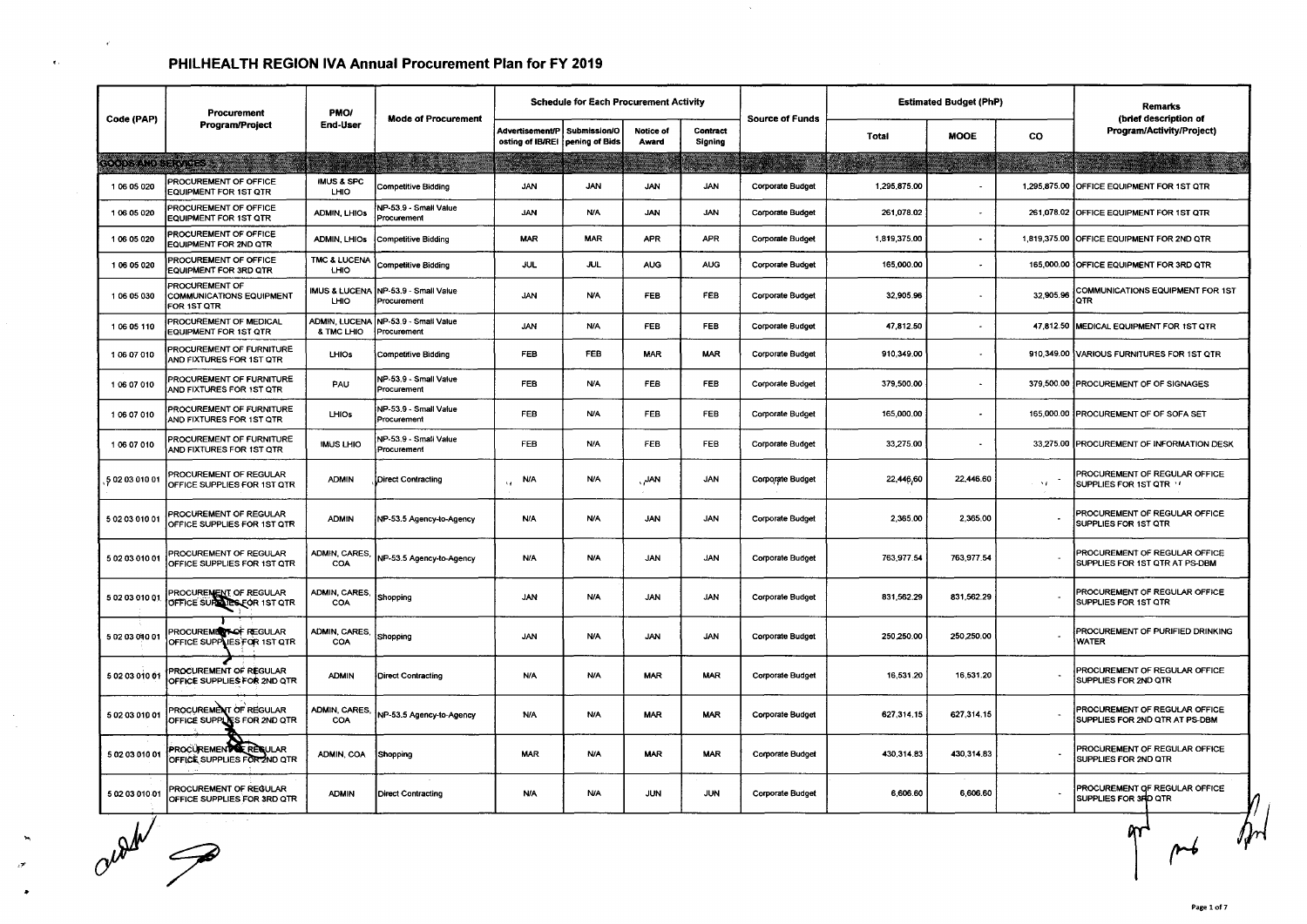# PHILHEALTH REGION IVA Annual Procurement Plan for FY 2019

| Code (PAP) | Procurement Program/Project | PMO/ End-User | Mode of Procurement | Schedule for Each Procurement Activity | | | | Source of Funds | Estimated Budget (PhP) | | | Remarks (brief description of Program/Activity/Project) |
|---|---|---|---|---|---|---|---|---|---|---|---|---|
| | | | | Advertisement/Posting of IB/REI | Submission/Opening of Bids | Notice of Award | Contract Signing | | Total | MOOE | CO | |
| **GOODS AND SERVICES** | | | | | | | | | | | | |
| 1 06 05 020 | PROCUREMENT OF OFFICE EQUIPMENT FOR 1ST QTR | IMUS & SPC LHIO | Competitive Bidding | JAN | JAN | JAN | JAN | Corporate Budget | 1,295,875.00 | - | 1,295,875.00 | OFFICE EQUIPMENT FOR 1ST QTR |
| 1 06 05 020 | PROCUREMENT OF OFFICE EQUIPMENT FOR 1ST QTR | ADMIN, LHIOs | NP-53.9 - Small Value Procurement | JAN | N/A | JAN | JAN | Corporate Budget | 261,078.02 | - | 261,078.02 | OFFICE EQUIPMENT FOR 1ST QTR |
| 1 06 05 020 | PROCUREMENT OF OFFICE EQUIPMENT FOR 2ND QTR | ADMIN, LHIOs | Competitive Bidding | MAR | MAR | APR | APR | Corporate Budget | 1,819,375.00 | - | 1,819,375.00 | OFFICE EQUIPMENT FOR 2ND QTR |
| 1 06 05 020 | PROCUREMENT OF OFFICE EQUIPMENT FOR 3RD QTR | TMC & LUCENA LHIO | Competitive Bidding | JUL | JUL | AUG | AUG | Corporate Budget | 165,000.00 | - | 165,000.00 | OFFICE EQUIPMENT FOR 3RD QTR |
| 1 06 05 030 | PROCUREMENT OF COMMUNICATIONS EQUIPMENT FOR 1ST QTR | IMUS & LUCENA LHIO | NP-53.9 - Small Value Procurement | JAN | N/A | FEB | FEB | Corporate Budget | 32,905.96 | - | 32,905.96 | COMMUNICATIONS EQUIPMENT FOR 1ST QTR |
| 1 06 05 110 | PROCUREMENT OF MEDICAL EQUIPMENT FOR 1ST QTR | ADMIN, LUCENA & TMC LHIO | NP-53.9 - Small Value Procurement | JAN | N/A | FEB | FEB | Corporate Budget | 47,812.50 | - | 47,812.50 | MEDICAL EQUIPMENT FOR 1ST QTR |
| 1 06 07 010 | PROCUREMENT OF FURNITURE AND FIXTURES FOR 1ST QTR | LHIOs | Competitive Bidding | FEB | FEB | MAR | MAR | Corporate Budget | 910,349.00 | - | 910,349.00 | VARIOUS FURNITURES FOR 1ST QTR |
| 1 06 07 010 | PROCUREMENT OF FURNITURE AND FIXTURES FOR 1ST QTR | PAU | NP-53.9 - Small Value Procurement | FEB | N/A | FEB | FEB | Corporate Budget | 379,500.00 | - | 379,500.00 | PROCUREMENT OF OF SIGNAGES |
| 1 06 07 010 | PROCUREMENT OF FURNITURE AND FIXTURES FOR 1ST QTR | LHIOs | NP-53.9 - Small Value Procurement | FEB | N/A | FEB | FEB | Corporate Budget | 165,000.00 | - | 165,000.00 | PROCUREMENT OF OF SOFA SET |
| 1 06 07 010 | PROCUREMENT OF FURNITURE AND FIXTURES FOR 1ST QTR | IMUS LHIO | NP-53.9 - Small Value Procurement | FEB | N/A | FEB | FEB | Corporate Budget | 33,275.00 | - | 33,275.00 | PROCUREMENT OF INFORMATION DESK |
| 5 02 03 010 01 | PROCUREMENT OF REGULAR OFFICE SUPPLIES FOR 1ST QTR | ADMIN | Direct Contracting | N/A | N/A | JAN | JAN | Corporate Budget | 22,446.60 | 22,446.60 | - | PROCUREMENT OF REGULAR OFFICE SUPPLIES FOR 1ST QTR |
| 5 02 03 010 01 | PROCUREMENT OF REGULAR OFFICE SUPPLIES FOR 1ST QTR | ADMIN | NP-53.5 Agency-to-Agency | N/A | N/A | JAN | JAN | Corporate Budget | 2,365.00 | 2,365.00 | - | PROCUREMENT OF REGULAR OFFICE SUPPLIES FOR 1ST QTR |
| 5 02 03 010 01 | PROCUREMENT OF REGULAR OFFICE SUPPLIES FOR 1ST QTR | ADMIN, CARES, COA | NP-53.5 Agency-to-Agency | N/A | N/A | JAN | JAN | Corporate Budget | 763,977.54 | 763,977.54 | - | PROCUREMENT OF REGULAR OFFICE SUPPLIES FOR 1ST QTR AT PS-DBM |
| 5 02 03 010 01 | PROCUREMENT OF REGULAR OFFICE SUPPLIES FOR 1ST QTR | ADMIN, CARES, COA | Shopping | JAN | N/A | JAN | JAN | Corporate Budget | 831,562.29 | 831,562.29 | - | PROCUREMENT OF REGULAR OFFICE SUPPLIES FOR 1ST QTR |
| 5 02 03 010 01 | PROCUREMENT OF REGULAR OFFICE SUPPLIES FOR 1ST QTR | ADMIN, CARES, COA | Shopping | JAN | N/A | JAN | JAN | Corporate Budget | 250,250.00 | 250,250.00 | - | PROCUREMENT OF PURIFIED DRINKING WATER |
| 5 02 03 010 01 | PROCUREMENT OF REGULAR OFFICE SUPPLIES FOR 2ND QTR | ADMIN | Direct Contracting | N/A | N/A | MAR | MAR | Corporate Budget | 16,531.20 | 16,531.20 | - | PROCUREMENT OF REGULAR OFFICE SUPPLIES FOR 2ND QTR |
| 5 02 03 010 01 | PROCUREMENT OF REGULAR OFFICE SUPPLIES FOR 2ND QTR | ADMIN, CARES, COA | NP-53.5 Agency-to-Agency | N/A | N/A | MAR | MAR | Corporate Budget | 627,314.15 | 627,314.15 | - | PROCUREMENT OF REGULAR OFFICE SUPPLIES FOR 2ND QTR AT PS-DBM |
| 5 02 03 010 01 | PROCUREMENT OF REGULAR OFFICE SUPPLIES FOR 2ND QTR | ADMIN, COA | Shopping | MAR | N/A | MAR | MAR | Corporate Budget | 430,314.83 | 430,314.83 | - | PROCUREMENT OF REGULAR OFFICE SUPPLIES FOR 2ND QTR |
| 5 02 03 010 01 | PROCUREMENT OF REGULAR OFFICE SUPPLIES FOR 3RD QTR | ADMIN | Direct Contracting | N/A | N/A | JUN | JUN | Corporate Budget | 6,606.60 | 6,606.60 | - | PROCUREMENT OF REGULAR OFFICE SUPPLIES FOR 3RD QTR |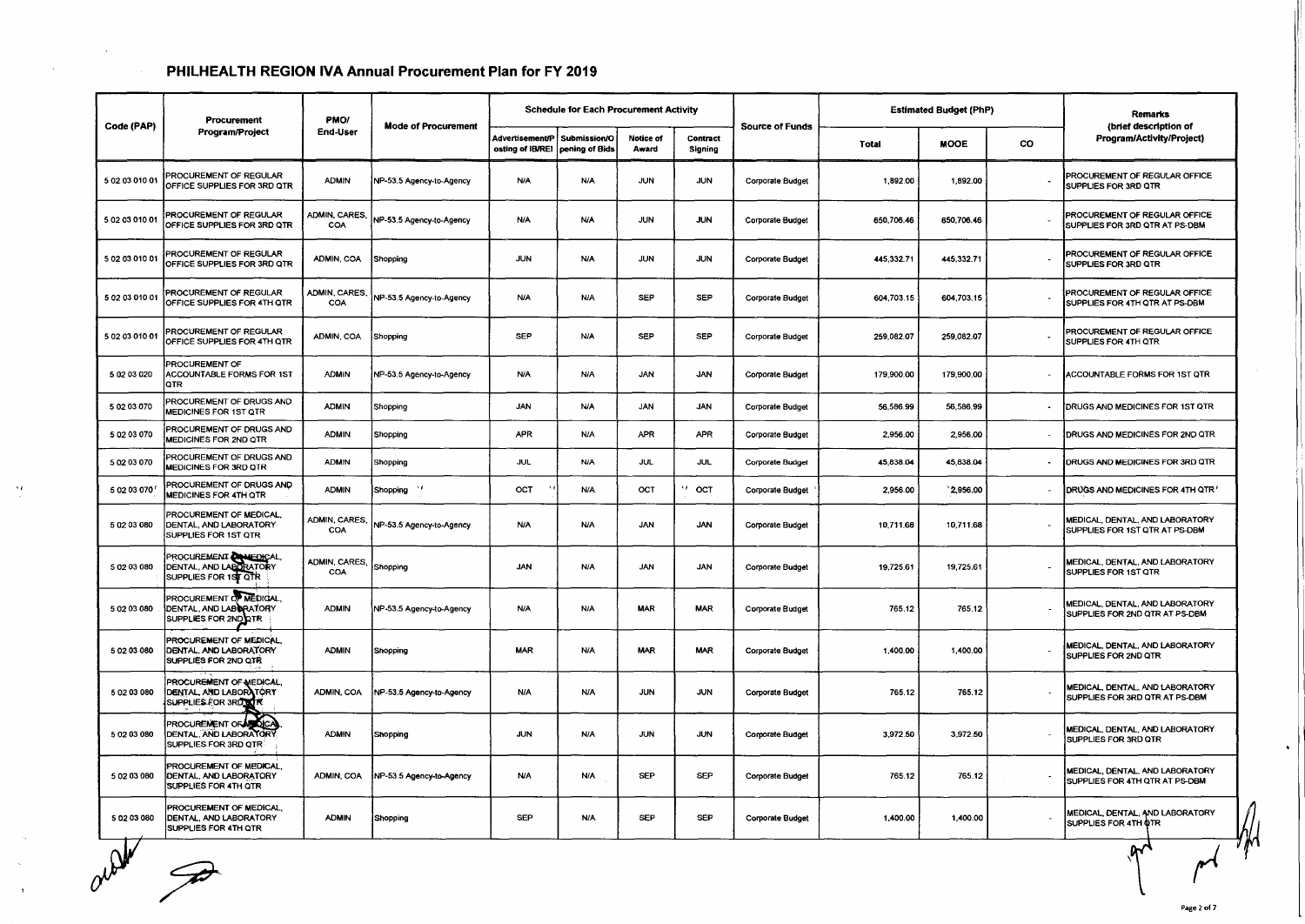# PHILHEALTH REGION IVA Annual Procurement Plan for FY 2019

| Code (PAP) | Procurement Program/Project | PMO/ End-User | Mode of Procurement | Schedule for Each Procurement Activity | | | | Source of Funds | Estimated Budget (PhP) | | | Remarks (brief description of Program/Activity/Project) |
|---|---|---|---|---|---|---|---|---|---|---|---|---|
| | | | | Advertisement/Posting of IB/REI | Submission/Opening of Bids | Notice of Award | Contract Signing | | Total | MOOE | CO | |
| 5 02 03 010 01 | PROCUREMENT OF REGULAR OFFICE SUPPLIES FOR 3RD QTR | ADMIN | NP-53.5 Agency-to-Agency | N/A | N/A | JUN | JUN | Corporate Budget | 1,892.00 | 1,892.00 | - | PROCUREMENT OF REGULAR OFFICE SUPPLIES FOR 3RD QTR |
| 5 02 03 010 01 | PROCUREMENT OF REGULAR OFFICE SUPPLIES FOR 3RD QTR | ADMIN, CARES, COA | NP-53.5 Agency-to-Agency | N/A | N/A | JUN | JUN | Corporate Budget | 650,706.46 | 650,706.46 | - | PROCUREMENT OF REGULAR OFFICE SUPPLIES FOR 3RD QTR AT PS-DBM |
| 5 02 03 010 01 | PROCUREMENT OF REGULAR OFFICE SUPPLIES FOR 3RD QTR | ADMIN, COA | Shopping | JUN | N/A | JUN | JUN | Corporate Budget | 445,332.71 | 445,332.71 | - | PROCUREMENT OF REGULAR OFFICE SUPPLIES FOR 3RD QTR |
| 5 02 03 010 01 | PROCUREMENT OF REGULAR OFFICE SUPPLIES FOR 4TH QTR | ADMIN, CARES, COA | NP-53.5 Agency-to-Agency | N/A | N/A | SEP | SEP | Corporate Budget | 604,703.15 | 604,703.15 | - | PROCUREMENT OF REGULAR OFFICE SUPPLIES FOR 4TH QTR AT PS-DBM |
| 5 02 03 010 01 | PROCUREMENT OF REGULAR OFFICE SUPPLIES FOR 4TH QTR | ADMIN, COA | Shopping | SEP | N/A | SEP | SEP | Corporate Budget | 259,082.07 | 259,082.07 | - | PROCUREMENT OF REGULAR OFFICE SUPPLIES FOR 4TH QTR |
| 5 02 03 020 | PROCUREMENT OF ACCOUNTABLE FORMS FOR 1ST QTR | ADMIN | NP-53.5 Agency-to-Agency | N/A | N/A | JAN | JAN | Corporate Budget | 179,900.00 | 179,900.00 | - | ACCOUNTABLE FORMS FOR 1ST QTR |
| 5 02 03 070 | PROCUREMENT OF DRUGS AND MEDICINES FOR 1ST QTR | ADMIN | Shopping | JAN | N/A | JAN | JAN | Corporate Budget | 56,586.99 | 56,586.99 | - | DRUGS AND MEDICINES FOR 1ST QTR |
| 5 02 03 070 | PROCUREMENT OF DRUGS AND MEDICINES FOR 2ND QTR | ADMIN | Shopping | APR | N/A | APR | APR | Corporate Budget | 2,956.00 | 2,956.00 | - | DRUGS AND MEDICINES FOR 2ND QTR |
| 5 02 03 070 | PROCUREMENT OF DRUGS AND MEDICINES FOR 3RD QTR | ADMIN | Shopping | JUL | N/A | JUL | JUL | Corporate Budget | 45,838.04 | 45,838.04 | - | DRUGS AND MEDICINES FOR 3RD QTR |
| 5 02 03 070 | PROCUREMENT OF DRUGS AND MEDICINES FOR 4TH QTR | ADMIN | Shopping | OCT | N/A | OCT | OCT | Corporate Budget | 2,956.00 | 2,956.00 | - | DRUGS AND MEDICINES FOR 4TH QTR |
| 5 02 03 080 | PROCUREMENT OF MEDICAL, DENTAL, AND LABORATORY SUPPLIES FOR 1ST QTR | ADMIN, CARES, COA | NP-53.5 Agency-to-Agency | N/A | N/A | JAN | JAN | Corporate Budget | 10,711.68 | 10,711.68 | - | MEDICAL, DENTAL, AND LABORATORY SUPPLIES FOR 1ST QTR AT PS-DBM |
| 5 02 03 080 | PROCUREMENT OF MEDICAL, DENTAL, AND LABORATORY SUPPLIES FOR 1ST QTR | ADMIN, CARES, COA | Shopping | JAN | N/A | JAN | JAN | Corporate Budget | 19,725.61 | 19,725.61 | - | MEDICAL, DENTAL, AND LABORATORY SUPPLIES FOR 1ST QTR |
| 5 02 03 080 | PROCUREMENT OF MEDICAL, DENTAL, AND LABORATORY SUPPLIES FOR 2ND QTR | ADMIN | NP-53.5 Agency-to-Agency | N/A | N/A | MAR | MAR | Corporate Budget | 765.12 | 765.12 | - | MEDICAL, DENTAL, AND LABORATORY SUPPLIES FOR 2ND QTR AT PS-DBM |
| 5 02 03 080 | PROCUREMENT OF MEDICAL, DENTAL, AND LABORATORY SUPPLIES FOR 2ND QTR | ADMIN | Shopping | MAR | N/A | MAR | MAR | Corporate Budget | 1,400.00 | 1,400.00 | - | MEDICAL, DENTAL, AND LABORATORY SUPPLIES FOR 2ND QTR |
| 5 02 03 080 | PROCUREMENT OF MEDICAL, DENTAL, AND LABORATORY SUPPLIES FOR 3RD QTR | ADMIN, COA | NP-53.5 Agency-to-Agency | N/A | N/A | JUN | JUN | Corporate Budget | 765.12 | 765.12 | - | MEDICAL, DENTAL, AND LABORATORY SUPPLIES FOR 3RD QTR AT PS-DBM |
| 5 02 03 080 | PROCUREMENT OF MEDICAL, DENTAL, AND LABORATORY SUPPLIES FOR 3RD QTR | ADMIN | Shopping | JUN | N/A | JUN | JUN | Corporate Budget | 3,972.50 | 3,972.50 | - | MEDICAL, DENTAL, AND LABORATORY SUPPLIES FOR 3RD QTR |
| 5 02 03 080 | PROCUREMENT OF MEDICAL, DENTAL, AND LABORATORY SUPPLIES FOR 4TH QTR | ADMIN, COA | NP-53.5 Agency-to-Agency | N/A | N/A | SEP | SEP | Corporate Budget | 765.12 | 765.12 | - | MEDICAL, DENTAL, AND LABORATORY SUPPLIES FOR 4TH QTR AT PS-DBM |
| 5 02 03 080 | PROCUREMENT OF MEDICAL, DENTAL, AND LABORATORY SUPPLIES FOR 4TH QTR | ADMIN | Shopping | SEP | N/A | SEP | SEP | Corporate Budget | 1,400.00 | 1,400.00 | - | MEDICAL, DENTAL, AND LABORATORY SUPPLIES FOR 4TH QTR |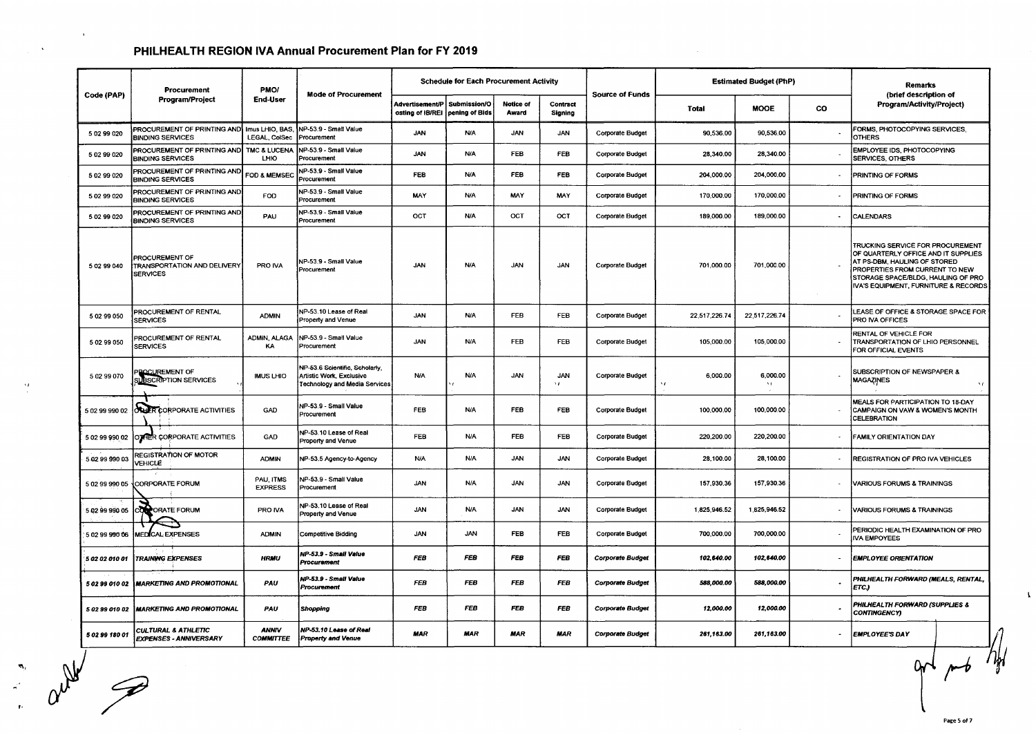# PHILHEALTH REGION IVA Annual Procurement Plan for FY 2019

| Code (PAP) | Procurement Program/Project | PMO/ End-User | Mode of Procurement | Schedule for Each Procurement Activity | | | | Source of Funds | Estimated Budget (PhP) | | | Remarks (brief description of Program/Activity/Project) |
|---|---|---|---|---|---|---|---|---|---|---|---|---|
| | | | | Advertisement/Posting of IB/REI | Submission/Opening of Bids | Notice of Award | Contract Signing | | Total | MOOE | CO | |
| 5 02 99 020 | PROCUREMENT OF PRINTING AND BINDING SERVICES | Imus LHIO, BAS, LEGAL, ColSec | NP-53.9 - Small Value Procurement | JAN | N/A | JAN | JAN | Corporate Budget | 90,536.00 | 90,536.00 | - | FORMS, PHOTOCOPYING SERVICES, OTHERS |
| 5 02 99 020 | PROCUREMENT OF PRINTING AND BINDING SERVICES | TMC & LUCENA LHIO | NP-53.9 - Small Value Procurement | JAN | N/A | FEB | FEB | Corporate Budget | 28,340.00 | 28,340.00 | - | EMPLOYEE IDS, PHOTOCOPYING SERVICES, OTHERS |
| 5 02 99 020 | PROCUREMENT OF PRINTING AND BINDING SERVICES | FOD & MEMSEC | NP-53.9 - Small Value Procurement | FEB | N/A | FEB | FEB | Corporate Budget | 204,000.00 | 204,000.00 | - | PRINTING OF FORMS |
| 5 02 99 020 | PROCUREMENT OF PRINTING AND BINDING SERVICES | FOD | NP-53.9 - Small Value Procurement | MAY | N/A | MAY | MAY | Corporate Budget | 170,000.00 | 170,000.00 | - | PRINTING OF FORMS |
| 5 02 99 020 | PROCUREMENT OF PRINTING AND BINDING SERVICES | PAU | NP-53.9 - Small Value Procurement | OCT | N/A | OCT | OCT | Corporate Budget | 189,000.00 | 189,000.00 | - | CALENDARS |
| 5 02 99 040 | PROCUREMENT OF TRANSPORTATION AND DELIVERY SERVICES | PRO IVA | NP-53.9 - Small Value Procurement | JAN | N/A | JAN | JAN | Corporate Budget | 701,000.00 | 701,000.00 | - | TRUCKING SERVICE FOR PROCUREMENT OF QUARTERLY OFFICE AND IT SUPPLIES AT PS-DBM, HAULING OF STORED PROPERTIES FROM CURRENT TO NEW STORAGE SPACE/BLDG, HAULING OF PRO IVA'S EQUIPMENT, FURNITURE & RECORDS |
| 5 02 99 050 | PROCUREMENT OF RENTAL SERVICES | ADMIN | NP-53.10 Lease of Real Property and Venue | JAN | N/A | FEB | FEB | Corporate Budget | 22,517,226.74 | 22,517,226.74 | - | LEASE OF OFFICE & STORAGE SPACE FOR PRO IVA OFFICES |
| 5 02 99 050 | PROCUREMENT OF RENTAL SERVICES | ADMIN, ALAGAKA | NP-53.9 - Small Value Procurement | JAN | N/A | FEB | FEB | Corporate Budget | 105,000.00 | 105,000.00 | - | RENTAL OF VEHICLE FOR TRANSPORTATION OF LHIO PERSONNEL FOR OFFICIAL EVENTS |
| 5 02 99 070 | PROCUREMENT OF SUBSCRIPTION SERVICES | IMUS LHIO | NP-53.6 Scientific, Scholarly, Artistic Work, Exclusive Technology and Media Services | N/A | N/A | JAN | JAN | Corporate Budget | 6,000.00 | 6,000.00 | - | SUBSCRIPTION OF NEWSPAPER & MAGAZINES |
| 5 02 99 990 02 | OTHER CORPORATE ACTIVITIES | GAD | NP-53.9 - Small Value Procurement | FEB | N/A | FEB | FEB | Corporate Budget | 100,000.00 | 100,000.00 | - | MEALS FOR PARTICIPATION TO 18-DAY CAMPAIGN ON VAW & WOMEN'S MONTH CELEBRATION |
| 5 02 99 990 02 | OTHER CORPORATE ACTIVITIES | GAD | NP-53.10 Lease of Real Property and Venue | FEB | N/A | FEB | FEB | Corporate Budget | 220,200.00 | 220,200.00 | - | FAMILY ORIENTATION DAY |
| 5 02 99 990 03 | REGISTRATION OF MOTOR VEHICLE | ADMIN | NP-53.5 Agency-to-Agency | N/A | N/A | JAN | JAN | Corporate Budget | 28,100.00 | 28,100.00 | - | REGISTRATION OF PRO IVA VEHICLES |
| 5 02 99 990 05 | CORPORATE FORUM | PAU, ITMS EXPRESS | NP-53.9 - Small Value Procurement | JAN | N/A | JAN | JAN | Corporate Budget | 157,930.36 | 157,930.36 | - | VARIOUS FORUMS & TRAININGS |
| 5 02 99 990 05 | CORPORATE FORUM | PRO IVA | NP-53.10 Lease of Real Property and Venue | JAN | N/A | JAN | JAN | Corporate Budget | 1,825,946.52 | 1,825,946.52 | - | VARIOUS FORUMS & TRAININGS |
| 5 02 99 990 06 | MEDICAL EXPENSES | ADMIN | Competitive Bidding | JAN | JAN | FEB | FEB | Corporate Budget | 700,000.00 | 700,000.00 | - | PERIODIC HEALTH EXAMINATION OF PRO IVA EMPOYEES |
| *5 02 02 010 01* | *TRAINING EXPENSES* | *HRMU* | *NP-53.9 - Small Value Procurement* | *FEB* | *FEB* | *FEB* | *FEB* | *Corporate Budget* | *102,640.00* | *102,640.00* | - | *EMPLOYEE ORIENTATION* |
| *5 02 99 010 02* | *MARKETING AND PROMOTIONAL* | *PAU* | *NP-53.9 - Small Value Procurement* | *FEB* | *FEB* | *FEB* | *FEB* | *Corporate Budget* | *588,000.00* | *588,000.00* | - | *PHILHEALTH FORWARD (MEALS, RENTAL, ETC.)* |
| *5 02 99 010 02* | *MARKETING AND PROMOTIONAL* | *PAU* | *Shopping* | *FEB* | *FEB* | *FEB* | *FEB* | *Corporate Budget* | *12,000.00* | *12,000.00* | - | *PHILHEALTH FORWARD (SUPPLIES & CONTINGENCY)* |
| *5 02 99 180 01* | *CULTURAL & ATHLETIC EXPENSES - ANNIVERSARY* | *ANNIV COMMITTEE* | *NP-53.10 Lease of Real Property and Venue* | *MAR* | *MAR* | *MAR* | *MAR* | *Corporate Budget* | *261,163.00* | *261,163.00* | - | *EMPLOYEE'S DAY* |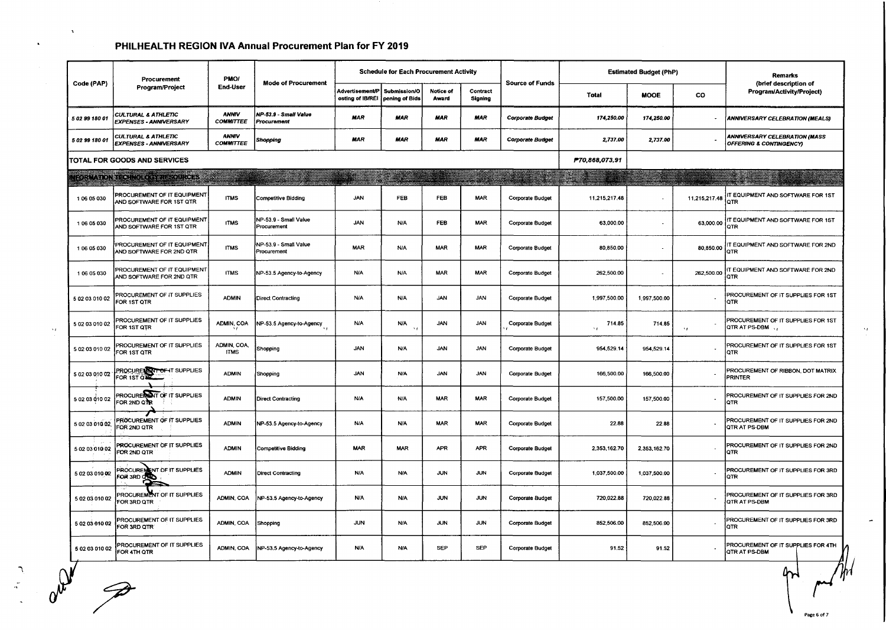# PHILHEALTH REGION IVA Annual Procurement Plan for FY 2019

| Code (PAP) | Procurement Program/Project | PMO/ End-User | Mode of Procurement | Schedule for Each Procurement Activity | | | | Source of Funds | Estimated Budget (PhP) | | | Remarks (brief description of Program/Activity/Project) |
|---|---|---|---|---|---|---|---|---|---|---|---|---|
| | | | | Advertisement/Posting of IB/REI | Submission/Opening of Bids | Notice of Award | Contract Signing | | Total | MOOE | CO | |
| *5 02 99 180 01* | *CULTURAL & ATHLETIC EXPENSES - ANNIVERSARY* | *ANNIV COMMITTEE* | *NP-53.9 - Small Value Procurement* | *MAR* | *MAR* | *MAR* | *MAR* | *Corporate Budget* | *174,250.00* | *174,250.00* | - | *ANNIVERSARY CELEBRATION (MEALS)* |
| *5 02 99 180 01* | *CULTURAL & ATHLETIC EXPENSES - ANNIVERSARY* | *ANNIV COMMITTEE* | *Shopping* | *MAR* | *MAR* | *MAR* | *MAR* | *Corporate Budget* | *2,737.00* | *2,737.00* | - | *ANNIVERSARY CELEBRATION (MASS OFFERING & CONTINGENCY)* |
| **TOTAL FOR GOODS AND SERVICES** | | | | | | | | | ***₱70,868,073.91*** | | | |
| **INFORMATION TECHNOLOGY RESOURCES** | | | | | | | | | | | | |
| 1 06 05 030 | PROCUREMENT OF IT EQUIPMENT AND SOFTWARE FOR 1ST QTR | ITMS | Competitive Bidding | JAN | FEB | FEB | MAR | Corporate Budget | 11,215,217.48 | - | 11,215,217.48 | IT EQUIPMENT AND SOFTWARE FOR 1ST QTR |
| 1 06 05 030 | PROCUREMENT OF IT EQUIPMENT AND SOFTWARE FOR 1ST QTR | ITMS | NP-53.9 - Small Value Procurement | JAN | N/A | FEB | MAR | Corporate Budget | 63,000.00 | - | 63,000.00 | IT EQUIPMENT AND SOFTWARE FOR 1ST QTR |
| 1 06 05 030 | PROCUREMENT OF IT EQUIPMENT AND SOFTWARE FOR 2ND QTR | ITMS | NP-53.9 - Small Value Procurement | MAR | N/A | MAR | MAR | Corporate Budget | 80,850.00 | - | 80,850.00 | IT EQUIPMENT AND SOFTWARE FOR 2ND QTR |
| 1 06 05 030 | PROCUREMENT OF IT EQUIPMENT AND SOFTWARE FOR 2ND QTR | ITMS | NP-53.5 Agency-to-Agency | N/A | N/A | MAR | MAR | Corporate Budget | 262,500.00 | - | 262,500.00 | IT EQUIPMENT AND SOFTWARE FOR 2ND QTR |
| 5 02 03 010 02 | PROCUREMENT OF IT SUPPLIES FOR 1ST QTR | ADMIN | Direct Contracting | N/A | N/A | JAN | JAN | Corporate Budget | 1,997,500.00 | 1,997,500.00 | - | PROCUREMENT OF IT SUPPLIES FOR 1ST QTR |
| 5 02 03 010 02 | PROCUREMENT OF IT SUPPLIES FOR 1ST QTR | ADMIN, COA | NP-53.5 Agency-to-Agency | N/A | N/A | JAN | JAN | Corporate Budget | 714.85 | 714.85 | - | PROCUREMENT OF IT SUPPLIES FOR 1ST QTR AT PS-DBM |
| 5 02 03 010 02 | PROCUREMENT OF IT SUPPLIES FOR 1ST QTR | ADMIN, COA, ITMS | Shopping | JAN | N/A | JAN | JAN | Corporate Budget | 954,529.14 | 954,529.14 | - | PROCUREMENT OF IT SUPPLIES FOR 1ST QTR |
| 5 02 03 010 02 | PROCUREMENT OF IT SUPPLIES FOR 1ST QTR | ADMIN | Shopping | JAN | N/A | JAN | JAN | Corporate Budget | 166,500.00 | 166,500.00 | - | PROCUREMENT OF RIBBON, DOT MATRIX PRINTER |
| 5 02 03 010 02 | PROCUREMENT OF IT SUPPLIES FOR 2ND QTR | ADMIN | Direct Contracting | N/A | N/A | MAR | MAR | Corporate Budget | 157,500.00 | 157,500.00 | - | PROCUREMENT OF IT SUPPLIES FOR 2ND QTR |
| 5 02 03 010 02 | PROCUREMENT OF IT SUPPLIES FOR 2ND QTR | ADMIN | NP-53.5 Agency-to-Agency | N/A | N/A | MAR | MAR | Corporate Budget | 22.88 | 22.88 | - | PROCUREMENT OF IT SUPPLIES FOR 2ND QTR AT PS-DBM |
| 5 02 03 010 02 | PROCUREMENT OF IT SUPPLIES FOR 2ND QTR | ADMIN | Competitive Bidding | MAR | MAR | APR | APR | Corporate Budget | 2,353,162.70 | 2,353,162.70 | - | PROCUREMENT OF IT SUPPLIES FOR 2ND QTR |
| 5 02 03 010 02 | PROCUREMENT OF IT SUPPLIES FOR 3RD QTR | ADMIN | Direct Contracting | N/A | N/A | JUN | JUN | Corporate Budget | 1,037,500.00 | 1,037,500.00 | - | PROCUREMENT OF IT SUPPLIES FOR 3RD QTR |
| 5 02 03 010 02 | PROCUREMENT OF IT SUPPLIES FOR 3RD QTR | ADMIN, COA | NP-53.5 Agency-to-Agency | N/A | N/A | JUN | JUN | Corporate Budget | 720,022.88 | 720,022.88 | - | PROCUREMENT OF IT SUPPLIES FOR 3RD QTR AT PS-DBM |
| 5 02 03 010 02 | PROCUREMENT OF IT SUPPLIES FOR 3RD QTR | ADMIN, COA | Shopping | JUN | N/A | JUN | JUN | Corporate Budget | 852,506.00 | 852,506.00 | - | PROCUREMENT OF IT SUPPLIES FOR 3RD QTR |
| 5 02 03 010 02 | PROCUREMENT OF IT SUPPLIES FOR 4TH QTR | ADMIN, COA | NP-53.5 Agency-to-Agency | N/A | N/A | SEP | SEP | Corporate Budget | 91.52 | 91.52 | - | PROCUREMENT OF IT SUPPLIES FOR 4TH QTR AT PS-DBM |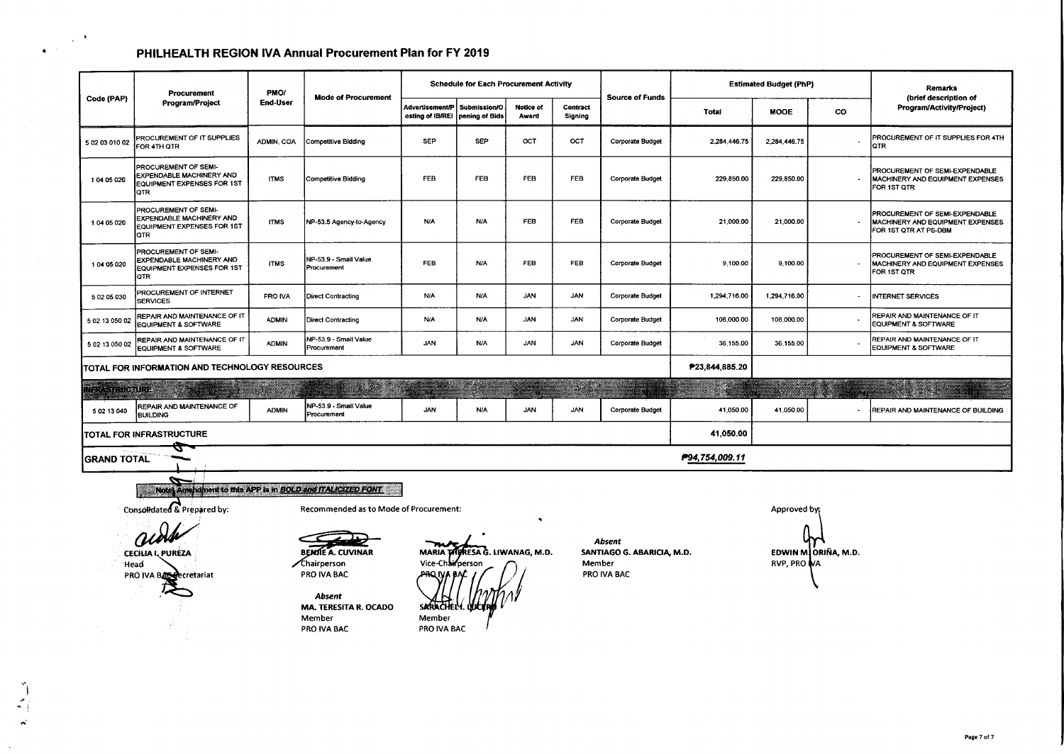# PHILHEALTH REGION IVA Annual Procurement Plan for FY 2019

| Code (PAP) | Procurement Program/Project | PMO/ End-User | Mode of Procurement | Schedule for Each Procurement Activity | | | | Source of Funds | Estimated Budget (PhP) | | | Remarks (brief description of Program/Activity/Project) |
|---|---|---|---|---|---|---|---|---|---|---|---|---|
| | | | | Advertisement/Posting of IB/REI | Submission/Opening of Bids | Notice of Award | Contract Signing | | Total | MOOE | CO | |
| 5 02 03 010 02 | PROCUREMENT OF IT SUPPLIES FOR 4TH QTR | ADMIN, COA | Competitive Bidding | SEP | SEP | OCT | OCT | Corporate Budget | 2,284,446.75 | 2,284,446.75 | - | PROCUREMENT OF IT SUPPLIES FOR 4TH QTR |
| 1 04 05 020 | PROCUREMENT OF SEMI-EXPENDABLE MACHINERY AND EQUIPMENT EXPENSES FOR 1ST QTR | ITMS | Competitive Bidding | FEB | FEB | FEB | FEB | Corporate Budget | 229,850.00 | 229,850.00 | - | PROCUREMENT OF SEMI-EXPENDABLE MACHINERY AND EQUIPMENT EXPENSES FOR 1ST QTR |
| 1 04 05 020 | PROCUREMENT OF SEMI-EXPENDABLE MACHINERY AND EQUIPMENT EXPENSES FOR 1ST QTR | ITMS | NP-53.5 Agency-to-Agency | N/A | N/A | FEB | FEB | Corporate Budget | 21,000.00 | 21,000.00 | - | PROCUREMENT OF SEMI-EXPENDABLE MACHINERY AND EQUIPMENT EXPENSES FOR 1ST QTR AT PS-DBM |
| 1 04 05 020 | PROCUREMENT OF SEMI-EXPENDABLE MACHINERY AND EQUIPMENT EXPENSES FOR 1ST QTR | ITMS | NP-53.9 - Small Value Procurement | FEB | N/A | FEB | FEB | Corporate Budget | 9,100.00 | 9,100.00 | - | PROCUREMENT OF SEMI-EXPENDABLE MACHINERY AND EQUIPMENT EXPENSES FOR 1ST QTR |
| 5 02 05 030 | PROCUREMENT OF INTERNET SERVICES | PRO IVA | Direct Contracting | N/A | N/A | JAN | JAN | Corporate Budget | 1,294,716.00 | 1,294,716.00 | - | INTERNET SERVICES |
| 5 02 13 050 02 | REPAIR AND MAINTENANCE OF IT EQUIPMENT & SOFTWARE | ADMIN | Direct Contracting | N/A | N/A | JAN | JAN | Corporate Budget | 108,000.00 | 108,000.00 | - | REPAIR AND MAINTENANCE OF IT EQUIPMENT & SOFTWARE |
| 5 02 13 050 02 | REPAIR AND MAINTENANCE OF IT EQUIPMENT & SOFTWARE | ADMIN | NP-53.9 - Small Value Procurement | JAN | N/A | JAN | JAN | Corporate Budget | 36,155.00 | 36,155.00 | - | REPAIR AND MAINTENANCE OF IT EQUIPMENT & SOFTWARE |
| **TOTAL FOR INFORMATION AND TECHNOLOGY RESOURCES** | | | | | | | | | **₱23,844,885.20** | | | |
| **INFRASTRUCTURE** | | | | | | | | | | | | |
| 5 02 13 040 | REPAIR AND MAINTENANCE OF BUILDING | ADMIN | NP-53.9 - Small Value Procurement | JAN | N/A | JAN | JAN | Corporate Budget | 41,050.00 | 41,050.00 | - | REPAIR AND MAINTENANCE OF BUILDING |
| **TOTAL FOR INFRASTRUCTURE** | | | | | | | | | **41,050.00** | | | |
| **GRAND TOTAL** | | | | | | | | | ***₱94,754,009.11*** | | | |

**Note: Amendment to this APP is in *BOLD and ITALICIZED FONT***

Consolidated & Prepared by:

**CECILIA I. PUREZA**
Head
PRO IVA BAC Secretariat

Recommended as to Mode of Procurement:

**BENJIE A. CUVINAR**
Chairperson
PRO IVA BAC

**MARIA THERESA G. LIWANAG, M.D.**
Vice-Chairperson
PRO IVA BAC

*Absent*
**SANTIAGO G. ABARICIA, M.D.**
Member
PRO IVA BAC

*Absent*
**MA. TERESITA R. OCADO**
Member
PRO IVA BAC

**SARACHEL I. LUCERO**
Member
PRO IVA BAC

Approved by:

**EDWIN M. ORIÑA, M.D.**
RVP, PRO IVA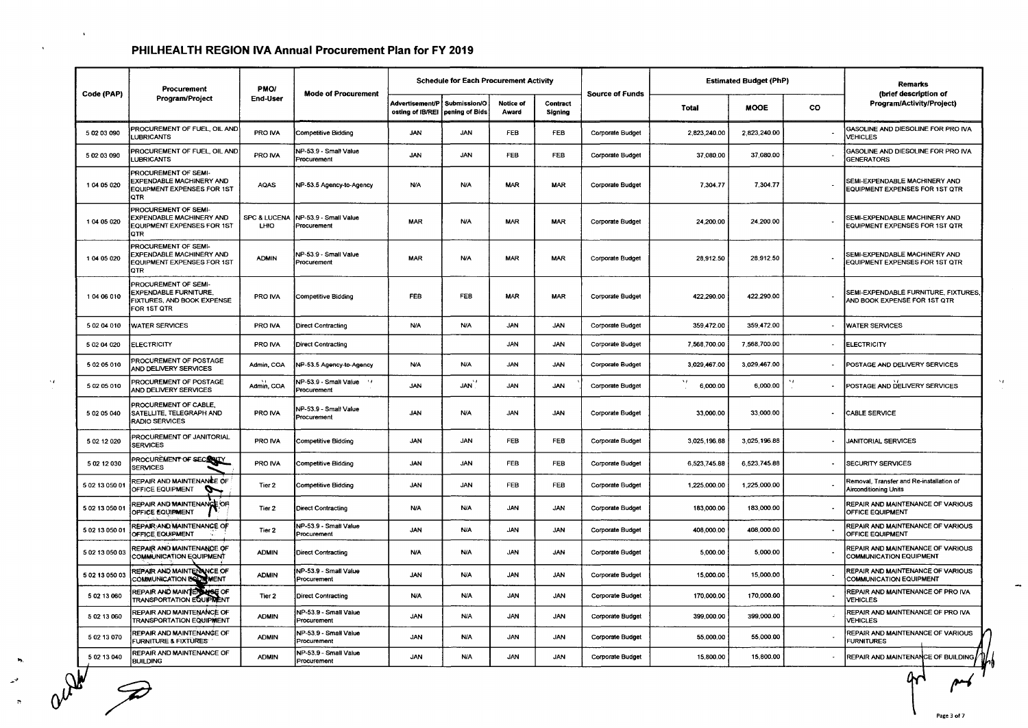# PHILHEALTH REGION IVA Annual Procurement Plan for FY 2019

| Code (PAP) | Procurement Program/Project | PMO/ End-User | Mode of Procurement | Schedule for Each Procurement Activity | | | | Source of Funds | Estimated Budget (PhP) | | | Remarks (brief description of Program/Activity/Project) |
|---|---|---|---|---|---|---|---|---|---|---|---|---|
| | | | | Advertisement/Posting of IB/REI | Submission/Opening of Bids | Notice of Award | Contract Signing | | Total | MOOE | CO | |
| 5 02 03 090 | PROCUREMENT OF FUEL, OIL AND LUBRICANTS | PRO IVA | Competitive Bidding | JAN | JAN | FEB | FEB | Corporate Budget | 2,823,240.00 | 2,823,240.00 | - | GASOLINE AND DIESOLINE FOR PRO IVA VEHICLES |
| 5 02 03 090 | PROCUREMENT OF FUEL, OIL AND LUBRICANTS | PRO IVA | NP-53.9 - Small Value Procurement | JAN | JAN | FEB | FEB | Corporate Budget | 37,080.00 | 37,080.00 | - | GASOLINE AND DIESOLINE FOR PRO IVA GENERATORS |
| 1 04 05 020 | PROCUREMENT OF SEMI-EXPENDABLE MACHINERY AND EQUIPMENT EXPENSES FOR 1ST QTR | AQAS | NP-53.5 Agency-to-Agency | N/A | N/A | MAR | MAR | Corporate Budget | 7,304.77 | 7,304.77 | - | SEMI-EXPENDABLE MACHINERY AND EQUIPMENT EXPENSES FOR 1ST QTR |
| 1 04 05 020 | PROCUREMENT OF SEMI-EXPENDABLE MACHINERY AND EQUIPMENT EXPENSES FOR 1ST QTR | SPC & LUCENA LHIO | NP-53.9 - Small Value Procurement | MAR | N/A | MAR | MAR | Corporate Budget | 24,200.00 | 24,200.00 | - | SEMI-EXPENDABLE MACHINERY AND EQUIPMENT EXPENSES FOR 1ST QTR |
| 1 04 05 020 | PROCUREMENT OF SEMI-EXPENDABLE MACHINERY AND EQUIPMENT EXPENSES FOR 1ST QTR | ADMIN | NP-53.9 - Small Value Procurement | MAR | N/A | MAR | MAR | Corporate Budget | 28,912.50 | 28,912.50 | - | SEMI-EXPENDABLE MACHINERY AND EQUIPMENT EXPENSES FOR 1ST QTR |
| 1 04 06 010 | PROCUREMENT OF SEMI-EXPENDABLE FURNITURE, FIXTURES, AND BOOK EXPENSE FOR 1ST QTR | PRO IVA | Competitive Bidding | FEB | FEB | MAR | MAR | Corporate Budget | 422,290.00 | 422,290.00 | - | SEMI-EXPENDABLE FURNITURE, FIXTURES, AND BOOK EXPENSE FOR 1ST QTR |
| 5 02 04 010 | WATER SERVICES | PRO IVA | Direct Contracting | N/A | N/A | JAN | JAN | Corporate Budget | 359,472.00 | 359,472.00 | - | WATER SERVICES |
| 5 02 04 020 | ELECTRICITY | PRO IVA | Direct Contracting | | | JAN | JAN | Corporate Budget | 7,568,700.00 | 7,568,700.00 | - | ELECTRICITY |
| 5 02 05 010 | PROCUREMENT OF POSTAGE AND DELIVERY SERVICES | Admin, COA | NP-53.5 Agency-to-Agency | N/A | N/A | JAN | JAN | Corporate Budget | 3,029,467.00 | 3,029,467.00 | - | POSTAGE AND DELIVERY SERVICES |
| 5 02 05 010 | PROCUREMENT OF POSTAGE AND DELIVERY SERVICES | Admin, COA | NP-53.9 - Small Value Procurement | JAN | JAN | JAN | JAN | Corporate Budget | 6,000.00 | 6,000.00 | - | POSTAGE AND DELIVERY SERVICES |
| 5 02 05 040 | PROCUREMENT OF CABLE, SATELLITE, TELEGRAPH AND RADIO SERVICES | PRO IVA | NP-53.9 - Small Value Procurement | JAN | N/A | JAN | JAN | Corporate Budget | 33,000.00 | 33,000.00 | - | CABLE SERVICE |
| 5 02 12 020 | PROCUREMENT OF JANITORIAL SERVICES | PRO IVA | Competitive Bidding | JAN | JAN | FEB | FEB | Corporate Budget | 3,025,196.88 | 3,025,196.88 | - | JANITORIAL SERVICES |
| 5 02 12 030 | PROCUREMENT OF SECURITY SERVICES | PRO IVA | Competitive Bidding | JAN | JAN | FEB | FEB | Corporate Budget | 6,523,745.88 | 6,523,745.88 | - | SECURITY SERVICES |
| 5 02 13 050 01 | REPAIR AND MAINTENANCE OF OFFICE EQUIPMENT | Tier 2 | Competitive Bidding | JAN | JAN | FEB | FEB | Corporate Budget | 1,225,000.00 | 1,225,000.00 | - | Removal, Transfer and Re-installation of Airconditioning Units |
| 5 02 13 050 01 | REPAIR AND MAINTENANCE OF OFFICE EQUIPMENT | Tier 2 | Direct Contracting | N/A | N/A | JAN | JAN | Corporate Budget | 183,000.00 | 183,000.00 | - | REPAIR AND MAINTENANCE OF VARIOUS OFFICE EQUIPMENT |
| 5 02 13 050 01 | REPAIR AND MAINTENANCE OF OFFICE EQUIPMENT | Tier 2 | NP-53.9 - Small Value Procurement | JAN | N/A | JAN | JAN | Corporate Budget | 408,000.00 | 408,000.00 | - | REPAIR AND MAINTENANCE OF VARIOUS OFFICE EQUIPMENT |
| 5 02 13 050 03 | REPAIR AND MAINTENANCE OF COMMUNICATION EQUIPMENT | ADMIN | Direct Contracting | N/A | N/A | JAN | JAN | Corporate Budget | 5,000.00 | 5,000.00 | - | REPAIR AND MAINTENANCE OF VARIOUS COMMUNICATION EQUIPMENT |
| 5 02 13 050 03 | REPAIR AND MAINTENANCE OF COMMUNICATION EQUIPMENT | ADMIN | NP-53.9 - Small Value Procurement | JAN | N/A | JAN | JAN | Corporate Budget | 15,000.00 | 15,000.00 | - | REPAIR AND MAINTENANCE OF VARIOUS COMMUNICATION EQUIPMENT |
| 5 02 13 060 | REPAIR AND MAINTENANCE OF TRANSPORTATION EQUIPMENT | Tier 2 | Direct Contracting | N/A | N/A | JAN | JAN | Corporate Budget | 170,000.00 | 170,000.00 | - | REPAIR AND MAINTENANCE OF PRO IVA VEHICLES |
| 5 02 13 060 | REPAIR AND MAINTENANCE OF TRANSPORTATION EQUIPMENT | ADMIN | NP-53.9 - Small Value Procurement | JAN | N/A | JAN | JAN | Corporate Budget | 399,000.00 | 399,000.00 | - | REPAIR AND MAINTENANCE OF PRO IVA VEHICLES |
| 5 02 13 070 | REPAIR AND MAINTENANCE OF FURNITURE & FIXTURES | ADMIN | NP-53.9 - Small Value Procurement | JAN | N/A | JAN | JAN | Corporate Budget | 55,000.00 | 55,000.00 | - | REPAIR AND MAINTENANCE OF VARIOUS FURNITURES |
| 5 02 13 040 | REPAIR AND MAINTENANCE OF BUILDING | ADMIN | NP-53.9 - Small Value Procurement | JAN | N/A | JAN | JAN | Corporate Budget | 15,800.00 | 15,800.00 | - | REPAIR AND MAINTENANCE OF BUILDING |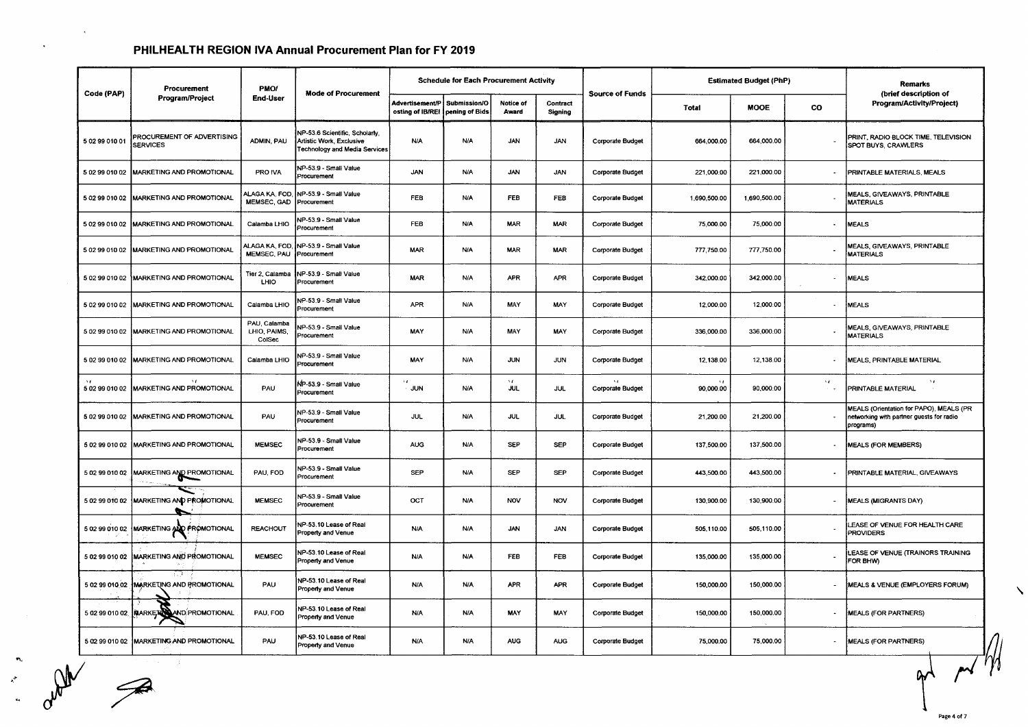# PHILHEALTH REGION IVA Annual Procurement Plan for FY 2019

| Code (PAP) | Procurement Program/Project | PMO/ End-User | Mode of Procurement | Schedule for Each Procurement Activity | | | | Source of Funds | Estimated Budget (PhP) | | | Remarks (brief description of Program/Activity/Project) |
|---|---|---|---|---|---|---|---|---|---|---|---|---|
| | | | | Advertisement/Posting of IB/REI | Submission/Opening of Bids | Notice of Award | Contract Signing | | Total | MOOE | CO | |
| 5 02 99 010 01 | PROCUREMENT OF ADVERTISING SERVICES | ADMIN, PAU | NP-53.6 Scientific, Scholarly, Artistic Work, Exclusive Technology and Media Services | N/A | N/A | JAN | JAN | Corporate Budget | 664,000.00 | 664,000.00 | - | PRINT, RADIO BLOCK TIME, TELEVISION SPOT BUYS, CRAWLERS |
| 5 02 99 010 02 | MARKETING AND PROMOTIONAL | PRO IVA | NP-53.9 - Small Value Procurement | JAN | N/A | JAN | JAN | Corporate Budget | 221,000.00 | 221,000.00 | - | PRINTABLE MATERIALS, MEALS |
| 5 02 99 010 02 | MARKETING AND PROMOTIONAL | ALAGA KA, FOD, MEMSEC, GAD | NP-53.9 - Small Value Procurement | FEB | N/A | FEB | FEB | Corporate Budget | 1,690,500.00 | 1,690,500.00 | - | MEALS, GIVEAWAYS, PRINTABLE MATERIALS |
| 5 02 99 010 02 | MARKETING AND PROMOTIONAL | Calamba LHIO | NP-53.9 - Small Value Procurement | FEB | N/A | MAR | MAR | Corporate Budget | 75,000.00 | 75,000.00 | - | MEALS |
| 5 02 99 010 02 | MARKETING AND PROMOTIONAL | ALAGA KA, FOD, MEMSEC, PAU | NP-53.9 - Small Value Procurement | MAR | N/A | MAR | MAR | Corporate Budget | 777,750.00 | 777,750.00 | - | MEALS, GIVEAWAYS, PRINTABLE MATERIALS |
| 5 02 99 010 02 | MARKETING AND PROMOTIONAL | Tier 2, Calamba LHIO | NP-53.9 - Small Value Procurement | MAR | N/A | APR | APR | Corporate Budget | 342,000.00 | 342,000.00 | - | MEALS |
| 5 02 99 010 02 | MARKETING AND PROMOTIONAL | Calamba LHIO | NP-53.9 - Small Value Procurement | APR | N/A | MAY | MAY | Corporate Budget | 12,000.00 | 12,000.00 | - | MEALS |
| 5 02 99 010 02 | MARKETING AND PROMOTIONAL | PAU, Calamba LHIO, PAIMS, ColSec | NP-53.9 - Small Value Procurement | MAY | N/A | MAY | MAY | Corporate Budget | 336,000.00 | 336,000.00 | - | MEALS, GIVEAWAYS, PRINTABLE MATERIALS |
| 5 02 99 010 02 | MARKETING AND PROMOTIONAL | Calamba LHIO | NP-53.9 - Small Value Procurement | MAY | N/A | JUN | JUN | Corporate Budget | 12,138.00 | 12,138.00 | - | MEALS, PRINTABLE MATERIAL |
| 5 02 99 010 02 | MARKETING AND PROMOTIONAL | PAU | NP-53.9 - Small Value Procurement | JUN | N/A | JUL | JUL | Corporate Budget | 90,000.00 | 90,000.00 | - | PRINTABLE MATERIAL |
| 5 02 99 010 02 | MARKETING AND PROMOTIONAL | PAU | NP-53.9 - Small Value Procurement | JUL | N/A | JUL | JUL | Corporate Budget | 21,200.00 | 21,200.00 | - | MEALS (Orientation for PAPO), MEALS (PR networking with partner guests for radio programs) |
| 5 02 99 010 02 | MARKETING AND PROMOTIONAL | MEMSEC | NP-53.9 - Small Value Procurement | AUG | N/A | SEP | SEP | Corporate Budget | 137,500.00 | 137,500.00 | - | MEALS (FOR MEMBERS) |
| 5 02 99 010 02 | MARKETING AND PROMOTIONAL | PAU, FOD | NP-53.9 - Small Value Procurement | SEP | N/A | SEP | SEP | Corporate Budget | 443,500.00 | 443,500.00 | - | PRINTABLE MATERIAL, GIVEAWAYS |
| 5 02 99 010 02 | MARKETING AND PROMOTIONAL | MEMSEC | NP-53.9 - Small Value Procurement | OCT | N/A | NOV | NOV | Corporate Budget | 130,900.00 | 130,900.00 | - | MEALS (MIGRANTS DAY) |
| 5 02 99 010 02 | MARKETING AND PROMOTIONAL | REACHOUT | NP-53.10 Lease of Real Property and Venue | N/A | N/A | JAN | JAN | Corporate Budget | 505,110.00 | 505,110.00 | - | LEASE OF VENUE FOR HEALTH CARE PROVIDERS |
| 5 02 99 010 02 | MARKETING AND PROMOTIONAL | MEMSEC | NP-53.10 Lease of Real Property and Venue | N/A | N/A | FEB | FEB | Corporate Budget | 135,000.00 | 135,000.00 | - | LEASE OF VENUE (TRAINORS TRAINING FOR BHW) |
| 5 02 99 010 02 | MARKETING AND PROMOTIONAL | PAU | NP-53.10 Lease of Real Property and Venue | N/A | N/A | APR | APR | Corporate Budget | 150,000.00 | 150,000.00 | - | MEALS & VENUE (EMPLOYERS FORUM) |
| 5 02 99 010 02 | MARKETING AND PROMOTIONAL | PAU, FOD | NP-53.10 Lease of Real Property and Venue | N/A | N/A | MAY | MAY | Corporate Budget | 150,000.00 | 150,000.00 | - | MEALS (FOR PARTNERS) |
| 5 02 99 010 02 | MARKETING AND PROMOTIONAL | PAU | NP-53.10 Lease of Real Property and Venue | N/A | N/A | AUG | AUG | Corporate Budget | 75,000.00 | 75,000.00 | - | MEALS (FOR PARTNERS) |